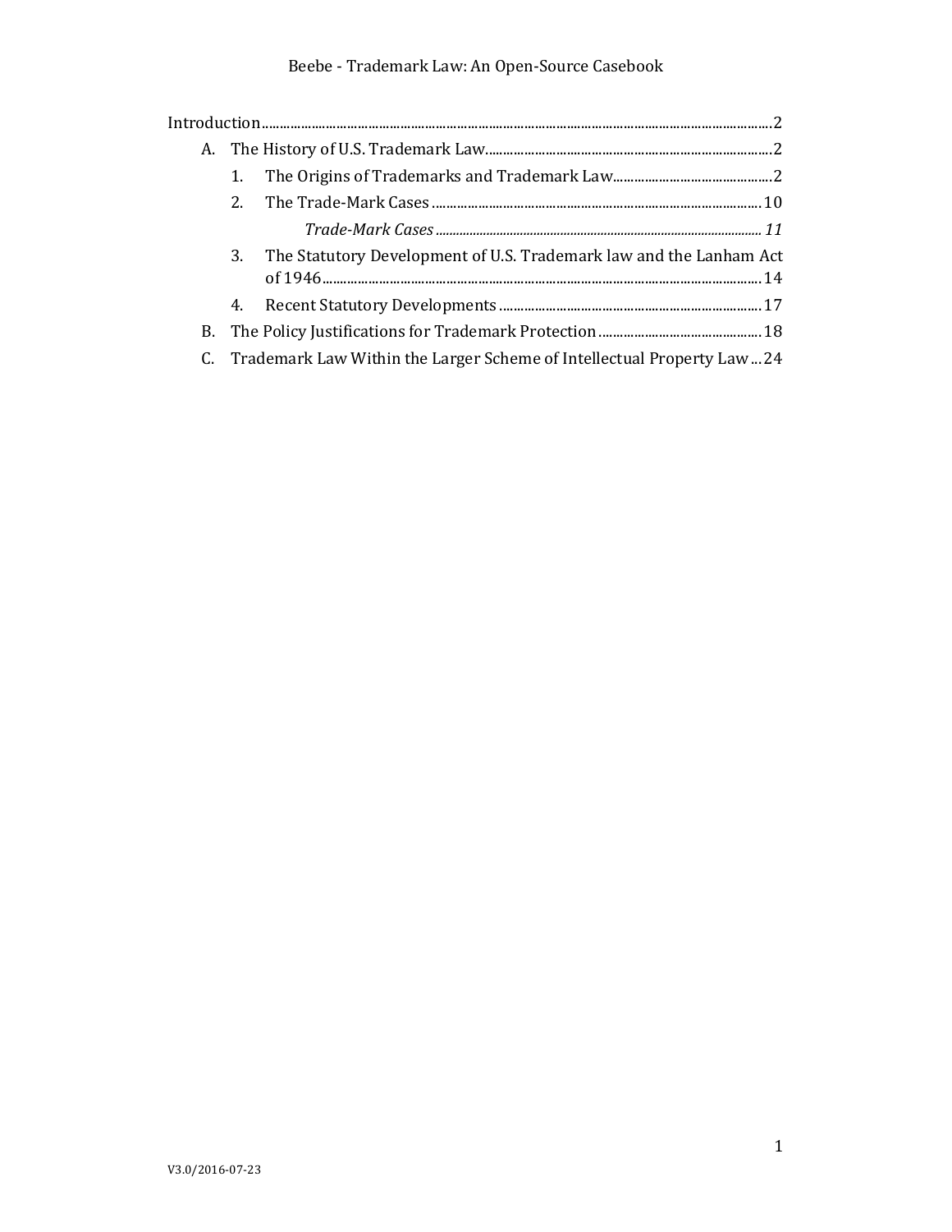Introduction ........................................................................................................................................ 2

- A. The History of U.S. Trademark Law ................................................................................. 2
  1. The Origins of Trademarks and Trademark Law ............................................. 2
  2. The Trade-Mark Cases ............................................................................................ 10
     - *Trade-Mark Cases* ............................................................................................. *11*
  3. The Statutory Development of U.S. Trademark law and the Lanham Act of 1946 ......................................................................................................................... 14
  4. Recent Statutory Developments .......................................................................... 17
- B. The Policy Justifications for Trademark Protection .............................................. 18
- C. Trademark Law Within the Larger Scheme of Intellectual Property Law ... 24

V3.0/2016-07-23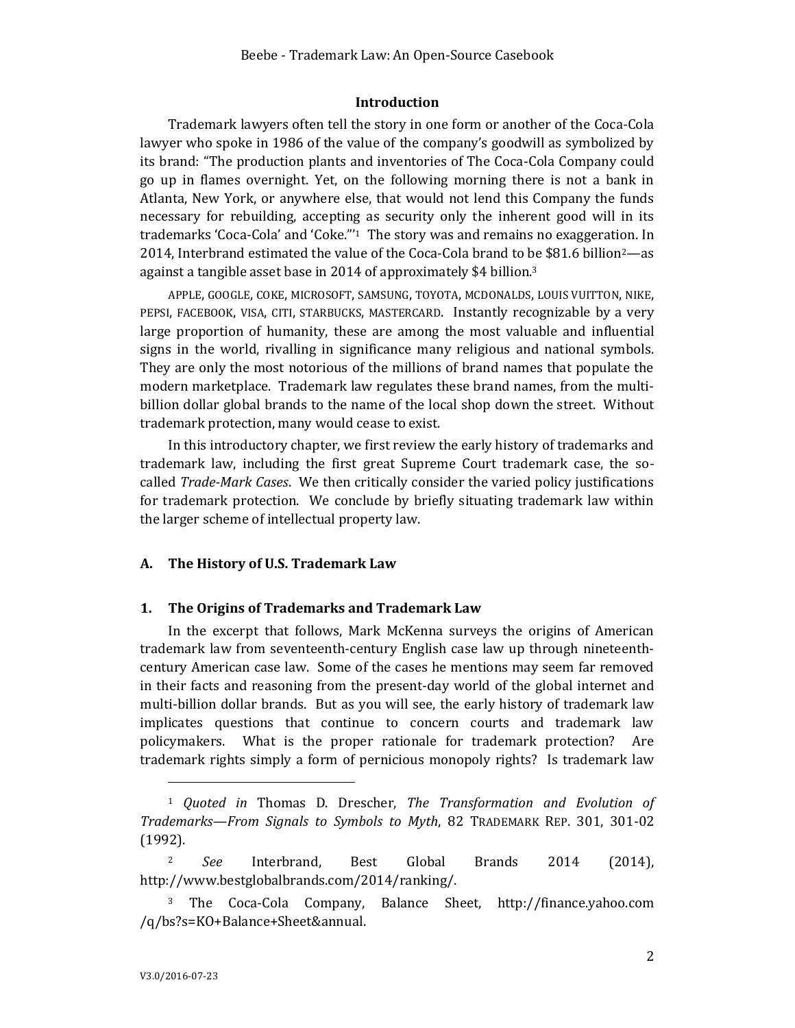## Introduction

Trademark lawyers often tell the story in one form or another of the Coca-Cola lawyer who spoke in 1986 of the value of the company's goodwill as symbolized by its brand: "The production plants and inventories of The Coca-Cola Company could go up in flames overnight. Yet, on the following morning there is not a bank in Atlanta, New York, or anywhere else, that would not lend this Company the funds necessary for rebuilding, accepting as security only the inherent good will in its trademarks 'Coca-Cola' and 'Coke.'"[1] The story was and remains no exaggeration. In 2014, Interbrand estimated the value of the Coca-Cola brand to be $81.6 billion[2]—as against a tangible asset base in 2014 of approximately $4 billion.[3]

APPLE, GOOGLE, COKE, MICROSOFT, SAMSUNG, TOYOTA, MCDONALDS, LOUIS VUITTON, NIKE, PEPSI, FACEBOOK, VISA, CITI, STARBUCKS, MASTERCARD. Instantly recognizable by a very large proportion of humanity, these are among the most valuable and influential signs in the world, rivalling in significance many religious and national symbols. They are only the most notorious of the millions of brand names that populate the modern marketplace. Trademark law regulates these brand names, from the multi-billion dollar global brands to the name of the local shop down the street. Without trademark protection, many would cease to exist.

In this introductory chapter, we first review the early history of trademarks and trademark law, including the first great Supreme Court trademark case, the so-called *Trade-Mark Cases*. We then critically consider the varied policy justifications for trademark protection. We conclude by briefly situating trademark law within the larger scheme of intellectual property law.

### A. The History of U.S. Trademark Law

### 1. The Origins of Trademarks and Trademark Law

In the excerpt that follows, Mark McKenna surveys the origins of American trademark law from seventeenth-century English case law up through nineteenth-century American case law. Some of the cases he mentions may seem far removed in their facts and reasoning from the present-day world of the global internet and multi-billion dollar brands. But as you will see, the early history of trademark law implicates questions that continue to concern courts and trademark law policymakers. What is the proper rationale for trademark protection? Are trademark rights simply a form of pernicious monopoly rights? Is trademark law

---

[1] *Quoted in* Thomas D. Drescher, *The Transformation and Evolution of Trademarks—From Signals to Symbols to Myth*, 82 TRADEMARK REP. 301, 301-02 (1992).

[2] *See* Interbrand, Best Global Brands 2014 (2014), http://www.bestglobalbrands.com/2014/ranking/.

[3] The Coca-Cola Company, Balance Sheet, http://finance.yahoo.com /q/bs?s=KO+Balance+Sheet&annual.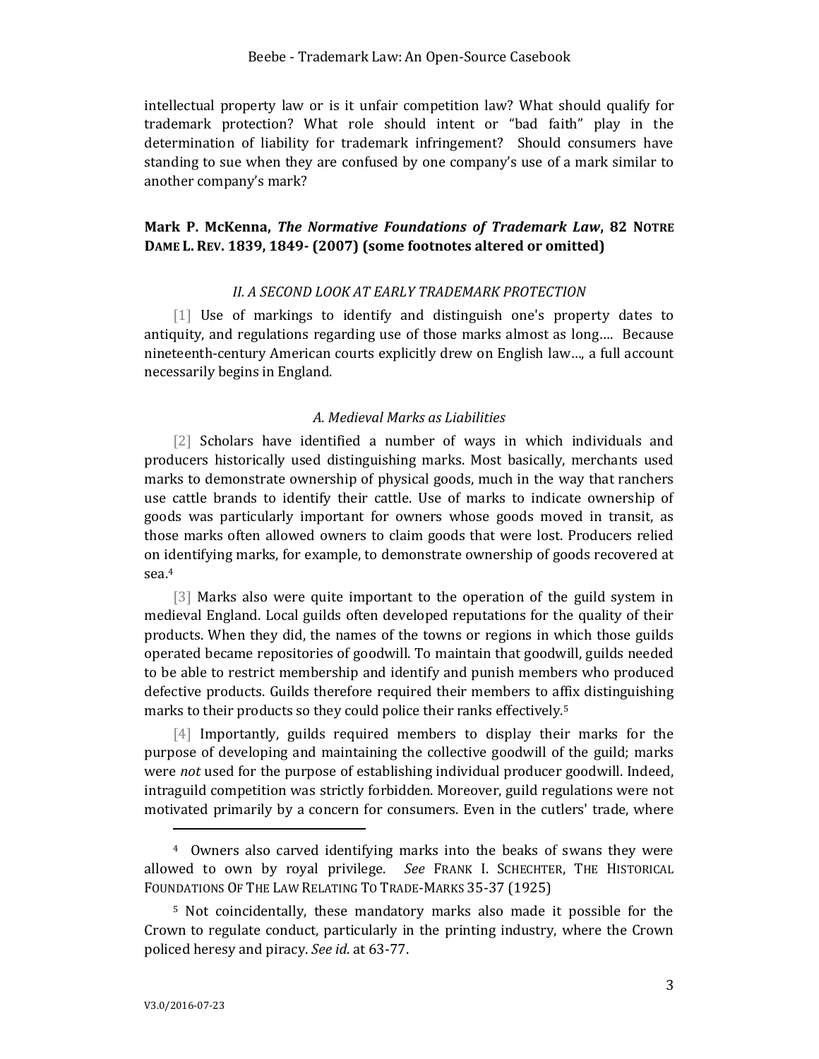intellectual property law or is it unfair competition law? What should qualify for trademark protection? What role should intent or "bad faith" play in the determination of liability for trademark infringement? Should consumers have standing to sue when they are confused by one company's use of a mark similar to another company's mark?

### Mark P. McKenna, *The Normative Foundations of Trademark Law*, 82 NOTRE DAME L. REV. 1839, 1849- (2007) (some footnotes altered or omitted)

*II. A SECOND LOOK AT EARLY TRADEMARK PROTECTION*

[1] Use of markings to identify and distinguish one's property dates to antiquity, and regulations regarding use of those marks almost as long.… Because nineteenth-century American courts explicitly drew on English law…, a full account necessarily begins in England.

*A. Medieval Marks as Liabilities*

[2] Scholars have identified a number of ways in which individuals and producers historically used distinguishing marks. Most basically, merchants used marks to demonstrate ownership of physical goods, much in the way that ranchers use cattle brands to identify their cattle. Use of marks to indicate ownership of goods was particularly important for owners whose goods moved in transit, as those marks often allowed owners to claim goods that were lost. Producers relied on identifying marks, for example, to demonstrate ownership of goods recovered at sea.[4]

[3] Marks also were quite important to the operation of the guild system in medieval England. Local guilds often developed reputations for the quality of their products. When they did, the names of the towns or regions in which those guilds operated became repositories of goodwill. To maintain that goodwill, guilds needed to be able to restrict membership and identify and punish members who produced defective products. Guilds therefore required their members to affix distinguishing marks to their products so they could police their ranks effectively.[5]

[4] Importantly, guilds required members to display their marks for the purpose of developing and maintaining the collective goodwill of the guild; marks were *not* used for the purpose of establishing individual producer goodwill. Indeed, intraguild competition was strictly forbidden. Moreover, guild regulations were not motivated primarily by a concern for consumers. Even in the cutlers' trade, where

---

[4] Owners also carved identifying marks into the beaks of swans they were allowed to own by royal privilege. *See* FRANK I. SCHECHTER, THE HISTORICAL FOUNDATIONS OF THE LAW RELATING TO TRADE-MARKS 35-37 (1925)

[5] Not coincidentally, these mandatory marks also made it possible for the Crown to regulate conduct, particularly in the printing industry, where the Crown policed heresy and piracy. *See id*. at 63-77.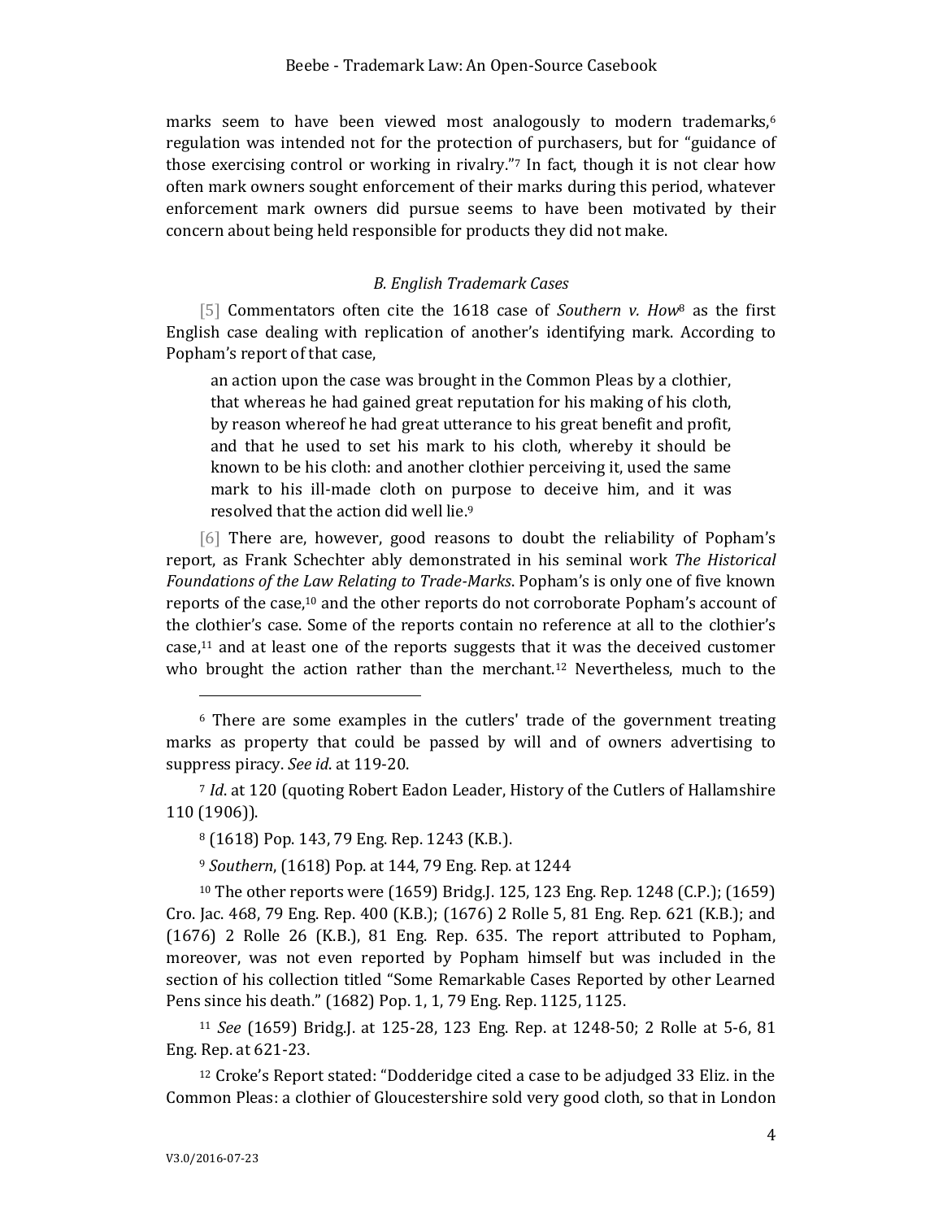marks seem to have been viewed most analogously to modern trademarks,[6] regulation was intended not for the protection of purchasers, but for "guidance of those exercising control or working in rivalry."[7] In fact, though it is not clear how often mark owners sought enforcement of their marks during this period, whatever enforcement mark owners did pursue seems to have been motivated by their concern about being held responsible for products they did not make.

### *B. English Trademark Cases*

[5] Commentators often cite the 1618 case of *Southern v. How*[8] as the first English case dealing with replication of another's identifying mark. According to Popham's report of that case,

> an action upon the case was brought in the Common Pleas by a clothier, that whereas he had gained great reputation for his making of his cloth, by reason whereof he had great utterance to his great benefit and profit, and that he used to set his mark to his cloth, whereby it should be known to be his cloth: and another clothier perceiving it, used the same mark to his ill-made cloth on purpose to deceive him, and it was resolved that the action did well lie.[9]

[6] There are, however, good reasons to doubt the reliability of Popham's report, as Frank Schechter ably demonstrated in his seminal work *The Historical Foundations of the Law Relating to Trade-Marks*. Popham's is only one of five known reports of the case,[10] and the other reports do not corroborate Popham's account of the clothier's case. Some of the reports contain no reference at all to the clothier's case,[11] and at least one of the reports suggests that it was the deceived customer who brought the action rather than the merchant.[12] Nevertheless, much to the

---

[6] There are some examples in the cutlers' trade of the government treating marks as property that could be passed by will and of owners advertising to suppress piracy. *See id.* at 119-20.

[7] *Id*. at 120 (quoting Robert Eadon Leader, History of the Cutlers of Hallamshire 110 (1906)).

[8] (1618) Pop. 143, 79 Eng. Rep. 1243 (K.B.).

[9] *Southern*, (1618) Pop. at 144, 79 Eng. Rep. at 1244

[10] The other reports were (1659) Bridg.J. 125, 123 Eng. Rep. 1248 (C.P.); (1659) Cro. Jac. 468, 79 Eng. Rep. 400 (K.B.); (1676) 2 Rolle 5, 81 Eng. Rep. 621 (K.B.); and (1676) 2 Rolle 26 (K.B.), 81 Eng. Rep. 635. The report attributed to Popham, moreover, was not even reported by Popham himself but was included in the section of his collection titled "Some Remarkable Cases Reported by other Learned Pens since his death." (1682) Pop. 1, 1, 79 Eng. Rep. 1125, 1125.

[11] *See* (1659) Bridg.J. at 125-28, 123 Eng. Rep. at 1248-50; 2 Rolle at 5-6, 81 Eng. Rep. at 621-23.

[12] Croke's Report stated: "Dodderidge cited a case to be adjudged 33 Eliz. in the Common Pleas: a clothier of Gloucestershire sold very good cloth, so that in London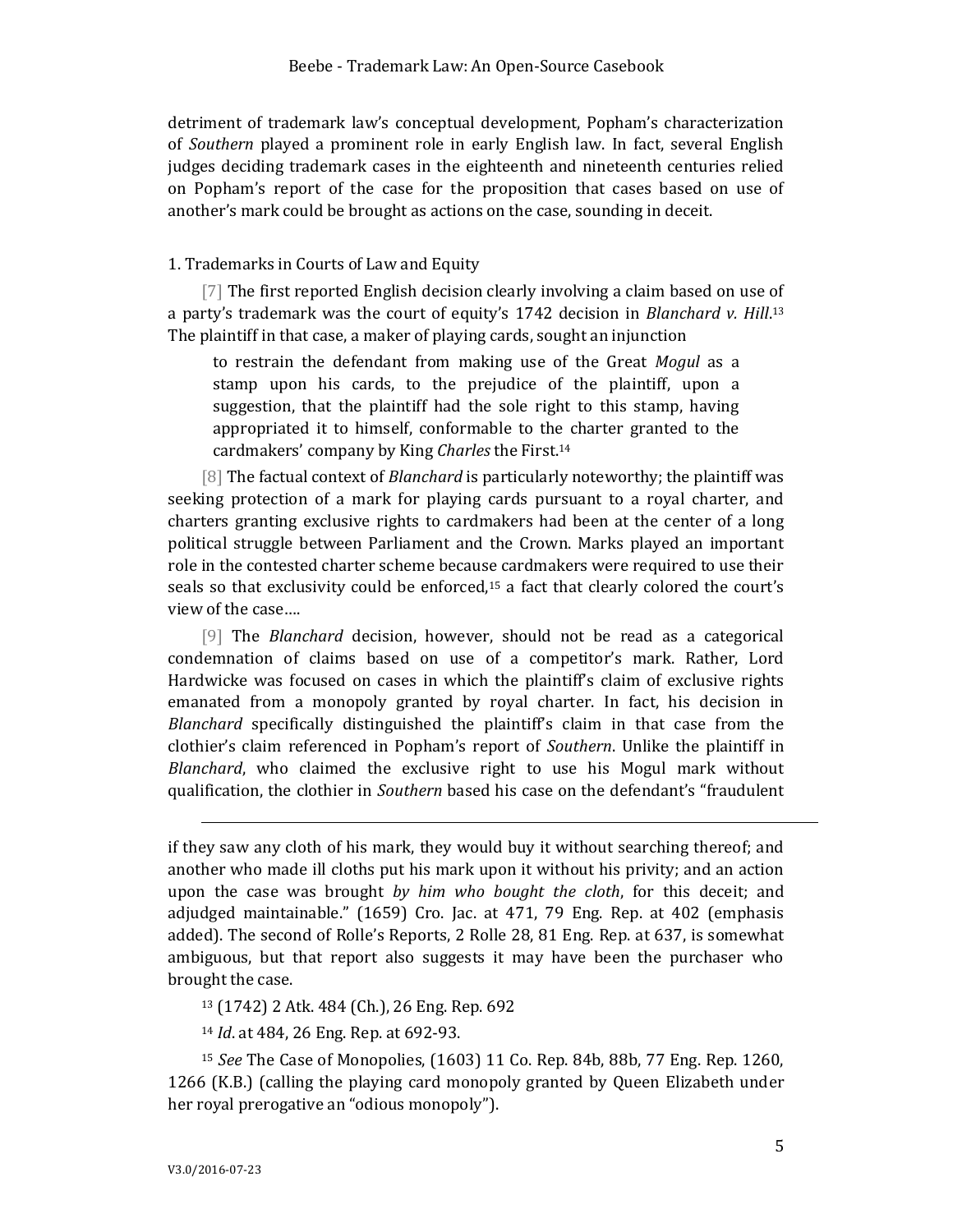detriment of trademark law's conceptual development, Popham's characterization of *Southern* played a prominent role in early English law. In fact, several English judges deciding trademark cases in the eighteenth and nineteenth centuries relied on Popham's report of the case for the proposition that cases based on use of another's mark could be brought as actions on the case, sounding in deceit.

1. Trademarks in Courts of Law and Equity

[7] The first reported English decision clearly involving a claim based on use of a party's trademark was the court of equity's 1742 decision in *Blanchard v. Hill*.[13] The plaintiff in that case, a maker of playing cards, sought an injunction

> to restrain the defendant from making use of the Great *Mogul* as a stamp upon his cards, to the prejudice of the plaintiff, upon a suggestion, that the plaintiff had the sole right to this stamp, having appropriated it to himself, conformable to the charter granted to the cardmakers' company by King *Charles* the First.[14]

[8] The factual context of *Blanchard* is particularly noteworthy; the plaintiff was seeking protection of a mark for playing cards pursuant to a royal charter, and charters granting exclusive rights to cardmakers had been at the center of a long political struggle between Parliament and the Crown. Marks played an important role in the contested charter scheme because cardmakers were required to use their seals so that exclusivity could be enforced,[15] a fact that clearly colored the court's view of the case….

[9] The *Blanchard* decision, however, should not be read as a categorical condemnation of claims based on use of a competitor's mark. Rather, Lord Hardwicke was focused on cases in which the plaintiff's claim of exclusive rights emanated from a monopoly granted by royal charter. In fact, his decision in *Blanchard* specifically distinguished the plaintiff's claim in that case from the clothier's claim referenced in Popham's report of *Southern*. Unlike the plaintiff in *Blanchard*, who claimed the exclusive right to use his Mogul mark without qualification, the clothier in *Southern* based his case on the defendant's "fraudulent

---

if they saw any cloth of his mark, they would buy it without searching thereof; and another who made ill cloths put his mark upon it without his privity; and an action upon the case was brought *by him who bought the cloth*, for this deceit; and adjudged maintainable." (1659) Cro. Jac. at 471, 79 Eng. Rep. at 402 (emphasis added). The second of Rolle's Reports, 2 Rolle 28, 81 Eng. Rep. at 637, is somewhat ambiguous, but that report also suggests it may have been the purchaser who brought the case.

[13] (1742) 2 Atk. 484 (Ch.), 26 Eng. Rep. 692

[14] *Id*. at 484, 26 Eng. Rep. at 692-93.

[15] *See* The Case of Monopolies, (1603) 11 Co. Rep. 84b, 88b, 77 Eng. Rep. 1260, 1266 (K.B.) (calling the playing card monopoly granted by Queen Elizabeth under her royal prerogative an "odious monopoly").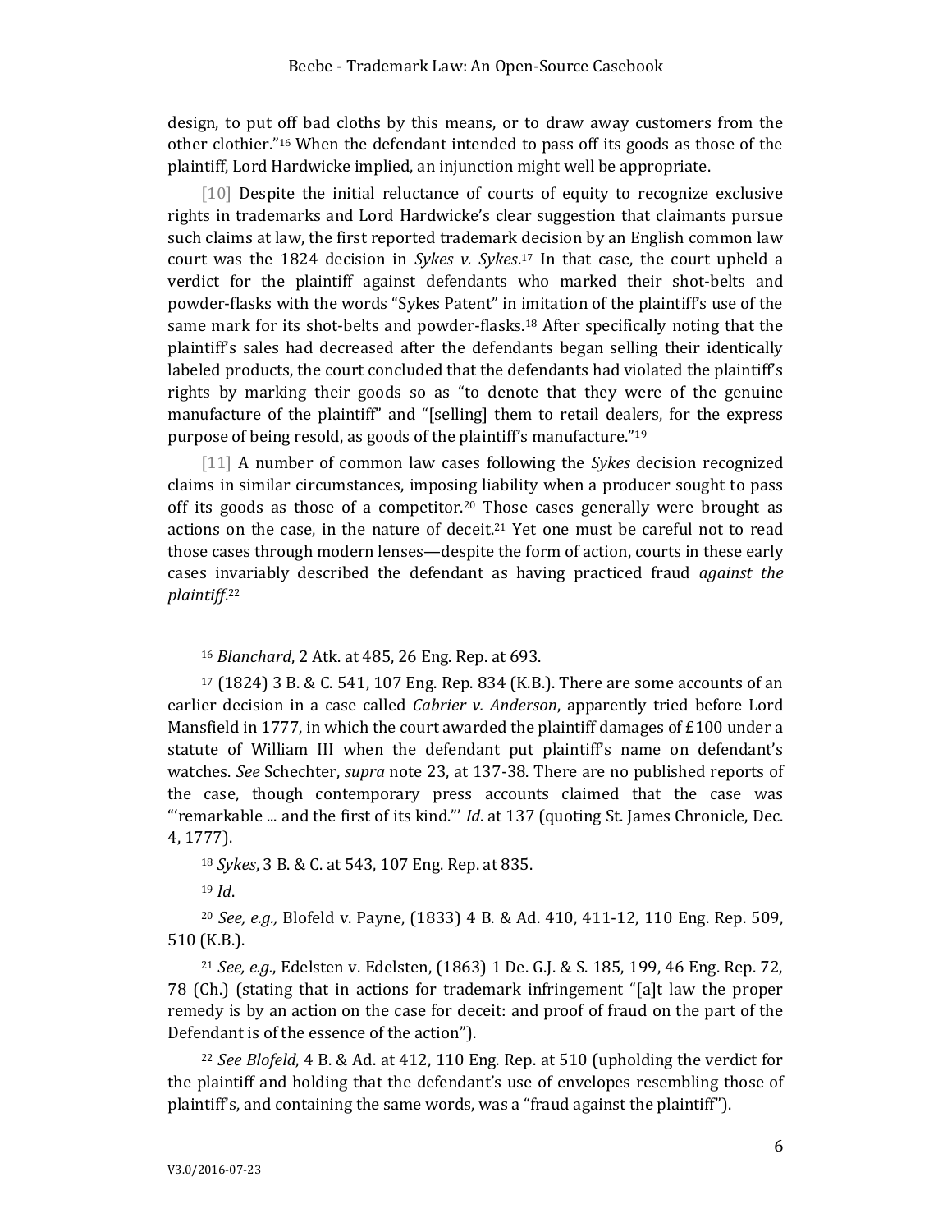design, to put off bad cloths by this means, or to draw away customers from the other clothier."[16] When the defendant intended to pass off its goods as those of the plaintiff, Lord Hardwicke implied, an injunction might well be appropriate.

[10] Despite the initial reluctance of courts of equity to recognize exclusive rights in trademarks and Lord Hardwicke's clear suggestion that claimants pursue such claims at law, the first reported trademark decision by an English common law court was the 1824 decision in *Sykes v. Sykes*.[17] In that case, the court upheld a verdict for the plaintiff against defendants who marked their shot-belts and powder-flasks with the words "Sykes Patent" in imitation of the plaintiff's use of the same mark for its shot-belts and powder-flasks.[18] After specifically noting that the plaintiff's sales had decreased after the defendants began selling their identically labeled products, the court concluded that the defendants had violated the plaintiff's rights by marking their goods so as "to denote that they were of the genuine manufacture of the plaintiff" and "[selling] them to retail dealers, for the express purpose of being resold, as goods of the plaintiff's manufacture."[19]

[11] A number of common law cases following the *Sykes* decision recognized claims in similar circumstances, imposing liability when a producer sought to pass off its goods as those of a competitor.[20] Those cases generally were brought as actions on the case, in the nature of deceit.[21] Yet one must be careful not to read those cases through modern lenses—despite the form of action, courts in these early cases invariably described the defendant as having practiced fraud *against the plaintiff*.[22]

---

[16] *Blanchard*, 2 Atk. at 485, 26 Eng. Rep. at 693.

[17] (1824) 3 B. & C. 541, 107 Eng. Rep. 834 (K.B.). There are some accounts of an earlier decision in a case called *Cabrier v. Anderson*, apparently tried before Lord Mansfield in 1777, in which the court awarded the plaintiff damages of £100 under a statute of William III when the defendant put plaintiff's name on defendant's watches. *See* Schechter, *supra* note 23, at 137-38. There are no published reports of the case, though contemporary press accounts claimed that the case was "'remarkable ... and the first of its kind."' *Id*. at 137 (quoting St. James Chronicle, Dec. 4, 1777).

[18] *Sykes*, 3 B. & C. at 543, 107 Eng. Rep. at 835.

[19] *Id*.

[20] *See, e.g.,* Blofeld v. Payne, (1833) 4 B. & Ad. 410, 411-12, 110 Eng. Rep. 509, 510 (K.B.).

[21] *See, e.g.*, Edelsten v. Edelsten, (1863) 1 De. G.J. & S. 185, 199, 46 Eng. Rep. 72, 78 (Ch.) (stating that in actions for trademark infringement "[a]t law the proper remedy is by an action on the case for deceit: and proof of fraud on the part of the Defendant is of the essence of the action").

[22] *See Blofeld*, 4 B. & Ad. at 412, 110 Eng. Rep. at 510 (upholding the verdict for the plaintiff and holding that the defendant's use of envelopes resembling those of plaintiff's, and containing the same words, was a "fraud against the plaintiff").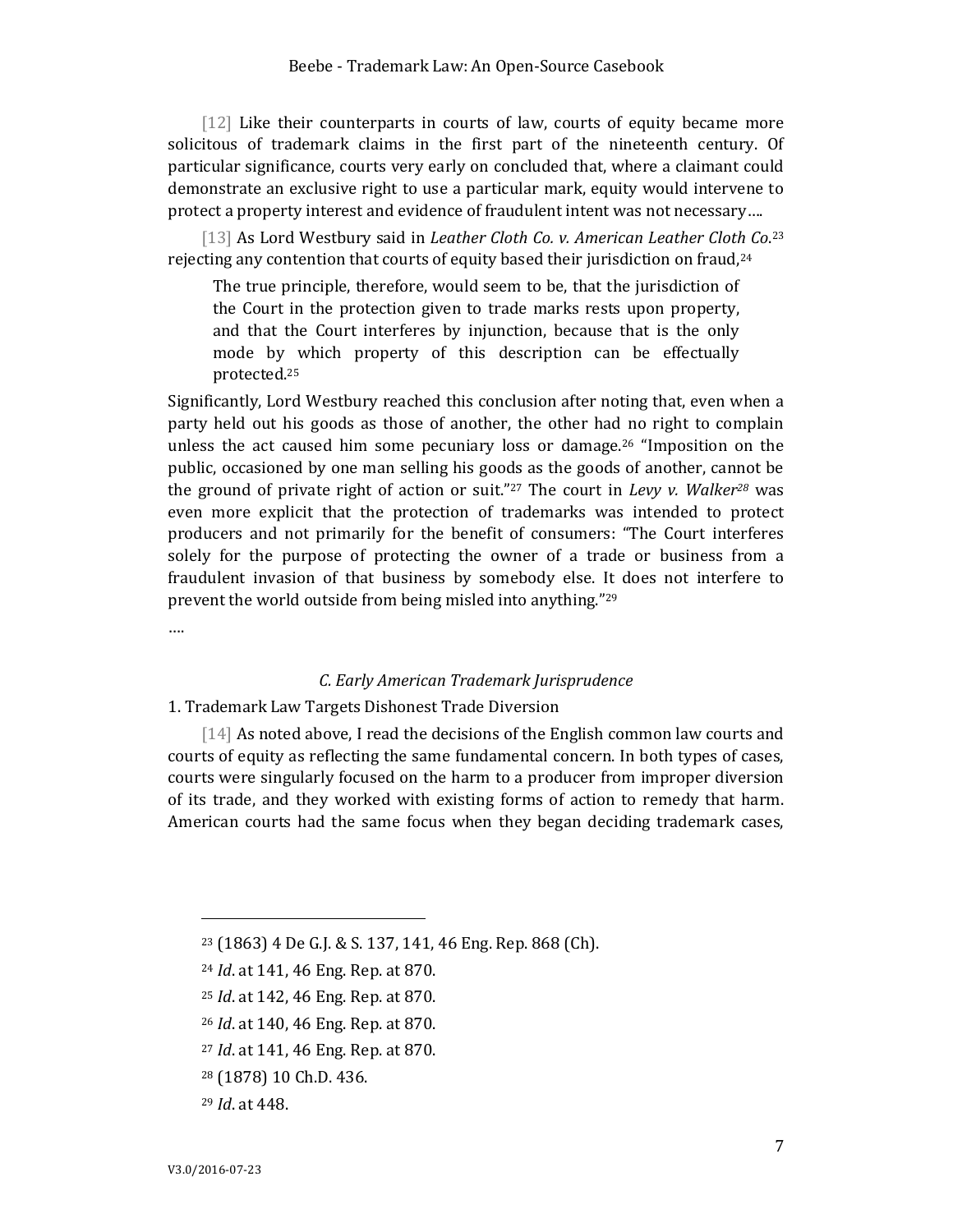[12] Like their counterparts in courts of law, courts of equity became more solicitous of trademark claims in the first part of the nineteenth century. Of particular significance, courts very early on concluded that, where a claimant could demonstrate an exclusive right to use a particular mark, equity would intervene to protect a property interest and evidence of fraudulent intent was not necessary….

[13] As Lord Westbury said in *Leather Cloth Co. v. American Leather Cloth Co.*[23] rejecting any contention that courts of equity based their jurisdiction on fraud,[24]

> The true principle, therefore, would seem to be, that the jurisdiction of the Court in the protection given to trade marks rests upon property, and that the Court interferes by injunction, because that is the only mode by which property of this description can be effectually protected.[25]

Significantly, Lord Westbury reached this conclusion after noting that, even when a party held out his goods as those of another, the other had no right to complain unless the act caused him some pecuniary loss or damage.[26] "Imposition on the public, occasioned by one man selling his goods as the goods of another, cannot be the ground of private right of action or suit."[27] The court in *Levy v. Walker*[28] was even more explicit that the protection of trademarks was intended to protect producers and not primarily for the benefit of consumers: "The Court interferes solely for the purpose of protecting the owner of a trade or business from a fraudulent invasion of that business by somebody else. It does not interfere to prevent the world outside from being misled into anything."[29]

….

### *C. Early American Trademark Jurisprudence*

#### 1. Trademark Law Targets Dishonest Trade Diversion

[14] As noted above, I read the decisions of the English common law courts and courts of equity as reflecting the same fundamental concern. In both types of cases, courts were singularly focused on the harm to a producer from improper diversion of its trade, and they worked with existing forms of action to remedy that harm. American courts had the same focus when they began deciding trademark cases,

---

[23] (1863) 4 De G.J. & S. 137, 141, 46 Eng. Rep. 868 (Ch).

[24] *Id*. at 141, 46 Eng. Rep. at 870.

[25] *Id*. at 142, 46 Eng. Rep. at 870.

[26] *Id*. at 140, 46 Eng. Rep. at 870.

[27] *Id*. at 141, 46 Eng. Rep. at 870.

[28] (1878) 10 Ch.D. 436.

[29] *Id*. at 448.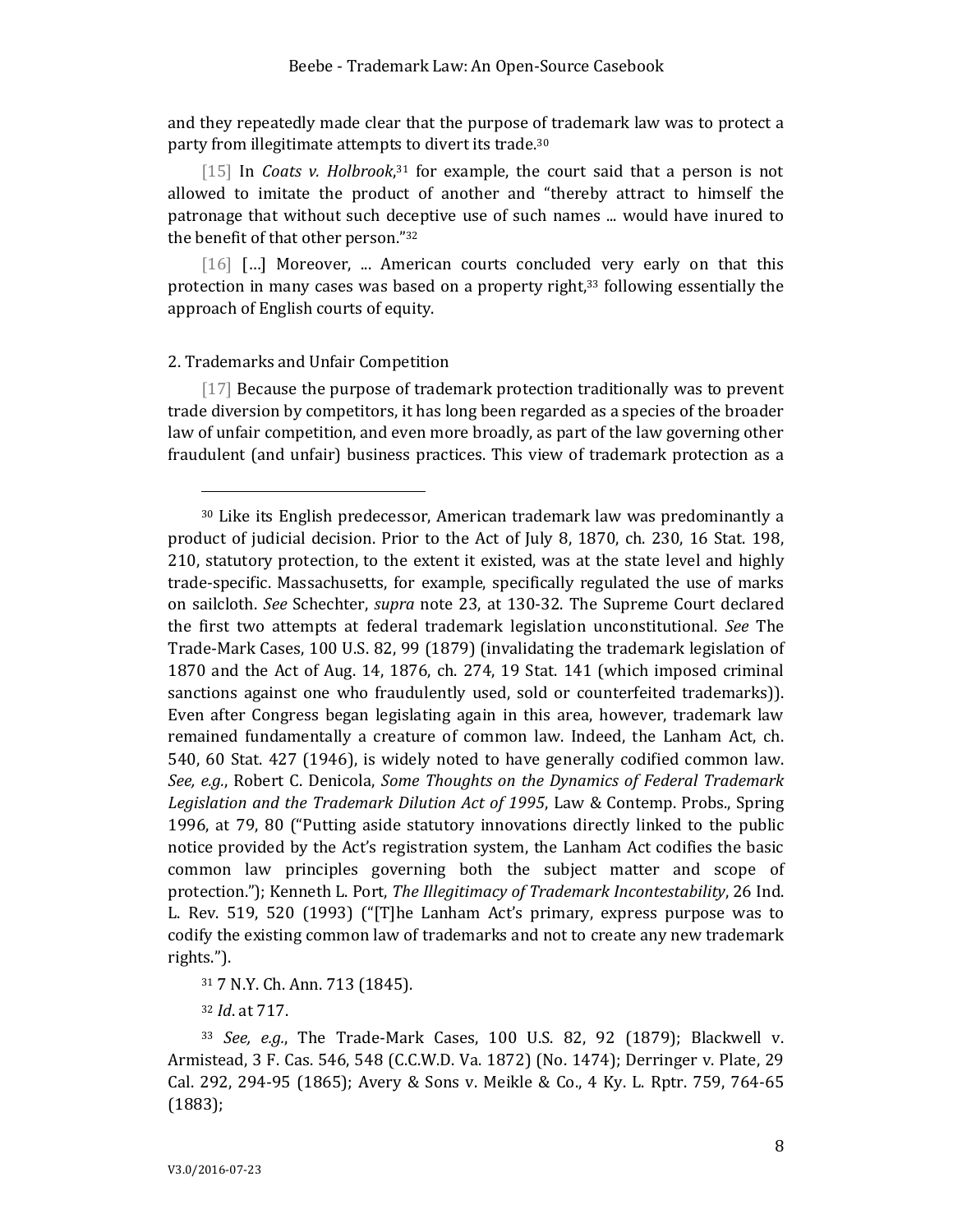and they repeatedly made clear that the purpose of trademark law was to protect a party from illegitimate attempts to divert its trade.[30]

[15] In *Coats v. Holbrook*,[31] for example, the court said that a person is not allowed to imitate the product of another and "thereby attract to himself the patronage that without such deceptive use of such names ... would have inured to the benefit of that other person."[32]

[16] [...] Moreover, ... American courts concluded very early on that this protection in many cases was based on a property right,[33] following essentially the approach of English courts of equity.

2. Trademarks and Unfair Competition

[17] Because the purpose of trademark protection traditionally was to prevent trade diversion by competitors, it has long been regarded as a species of the broader law of unfair competition, and even more broadly, as part of the law governing other fraudulent (and unfair) business practices. This view of trademark protection as a

---

[30] Like its English predecessor, American trademark law was predominantly a product of judicial decision. Prior to the Act of July 8, 1870, ch. 230, 16 Stat. 198, 210, statutory protection, to the extent it existed, was at the state level and highly trade-specific. Massachusetts, for example, specifically regulated the use of marks on sailcloth. *See* Schechter, *supra* note 23, at 130-32. The Supreme Court declared the first two attempts at federal trademark legislation unconstitutional. *See* The Trade-Mark Cases, 100 U.S. 82, 99 (1879) (invalidating the trademark legislation of 1870 and the Act of Aug. 14, 1876, ch. 274, 19 Stat. 141 (which imposed criminal sanctions against one who fraudulently used, sold or counterfeited trademarks)). Even after Congress began legislating again in this area, however, trademark law remained fundamentally a creature of common law. Indeed, the Lanham Act, ch. 540, 60 Stat. 427 (1946), is widely noted to have generally codified common law. *See, e.g.*, Robert C. Denicola, *Some Thoughts on the Dynamics of Federal Trademark Legislation and the Trademark Dilution Act of 1995*, Law & Contemp. Probs., Spring 1996, at 79, 80 ("Putting aside statutory innovations directly linked to the public notice provided by the Act's registration system, the Lanham Act codifies the basic common law principles governing both the subject matter and scope of protection."); Kenneth L. Port, *The Illegitimacy of Trademark Incontestability*, 26 Ind. L. Rev. 519, 520 (1993) ("[T]he Lanham Act's primary, express purpose was to codify the existing common law of trademarks and not to create any new trademark rights.").

[31] 7 N.Y. Ch. Ann. 713 (1845).

[32] *Id*. at 717.

[33] *See, e.g.*, The Trade-Mark Cases, 100 U.S. 82, 92 (1879); Blackwell v. Armistead, 3 F. Cas. 546, 548 (C.C.W.D. Va. 1872) (No. 1474); Derringer v. Plate, 29 Cal. 292, 294-95 (1865); Avery & Sons v. Meikle & Co., 4 Ky. L. Rptr. 759, 764-65 (1883);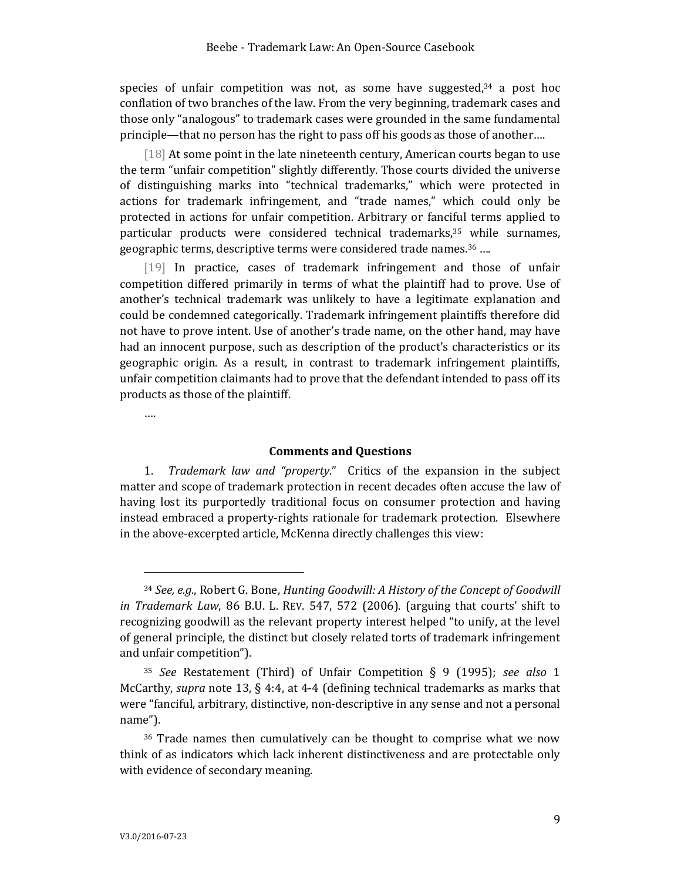species of unfair competition was not, as some have suggested,[34] a post hoc conflation of two branches of the law. From the very beginning, trademark cases and those only "analogous" to trademark cases were grounded in the same fundamental principle—that no person has the right to pass off his goods as those of another….

[18] At some point in the late nineteenth century, American courts began to use the term "unfair competition" slightly differently. Those courts divided the universe of distinguishing marks into "technical trademarks," which were protected in actions for trademark infringement, and "trade names," which could only be protected in actions for unfair competition. Arbitrary or fanciful terms applied to particular products were considered technical trademarks,[35] while surnames, geographic terms, descriptive terms were considered trade names.[36] ….

[19] In practice, cases of trademark infringement and those of unfair competition differed primarily in terms of what the plaintiff had to prove. Use of another's technical trademark was unlikely to have a legitimate explanation and could be condemned categorically. Trademark infringement plaintiffs therefore did not have to prove intent. Use of another's trade name, on the other hand, may have had an innocent purpose, such as description of the product's characteristics or its geographic origin. As a result, in contrast to trademark infringement plaintiffs, unfair competition claimants had to prove that the defendant intended to pass off its products as those of the plaintiff.

….

### Comments and Questions

1. *Trademark law and "property*." Critics of the expansion in the subject matter and scope of trademark protection in recent decades often accuse the law of having lost its purportedly traditional focus on consumer protection and having instead embraced a property-rights rationale for trademark protection. Elsewhere in the above-excerpted article, McKenna directly challenges this view:

---

[34] *See, e.g.*, Robert G. Bone, *Hunting Goodwill: A History of the Concept of Goodwill in Trademark Law*, 86 B.U. L. REV. 547, 572 (2006). (arguing that courts' shift to recognizing goodwill as the relevant property interest helped "to unify, at the level of general principle, the distinct but closely related torts of trademark infringement and unfair competition").

[35] *See* Restatement (Third) of Unfair Competition § 9 (1995); *see also* 1 McCarthy, *supra* note 13, § 4:4, at 4-4 (defining technical trademarks as marks that were "fanciful, arbitrary, distinctive, non-descriptive in any sense and not a personal name").

[36] Trade names then cumulatively can be thought to comprise what we now think of as indicators which lack inherent distinctiveness and are protectable only with evidence of secondary meaning.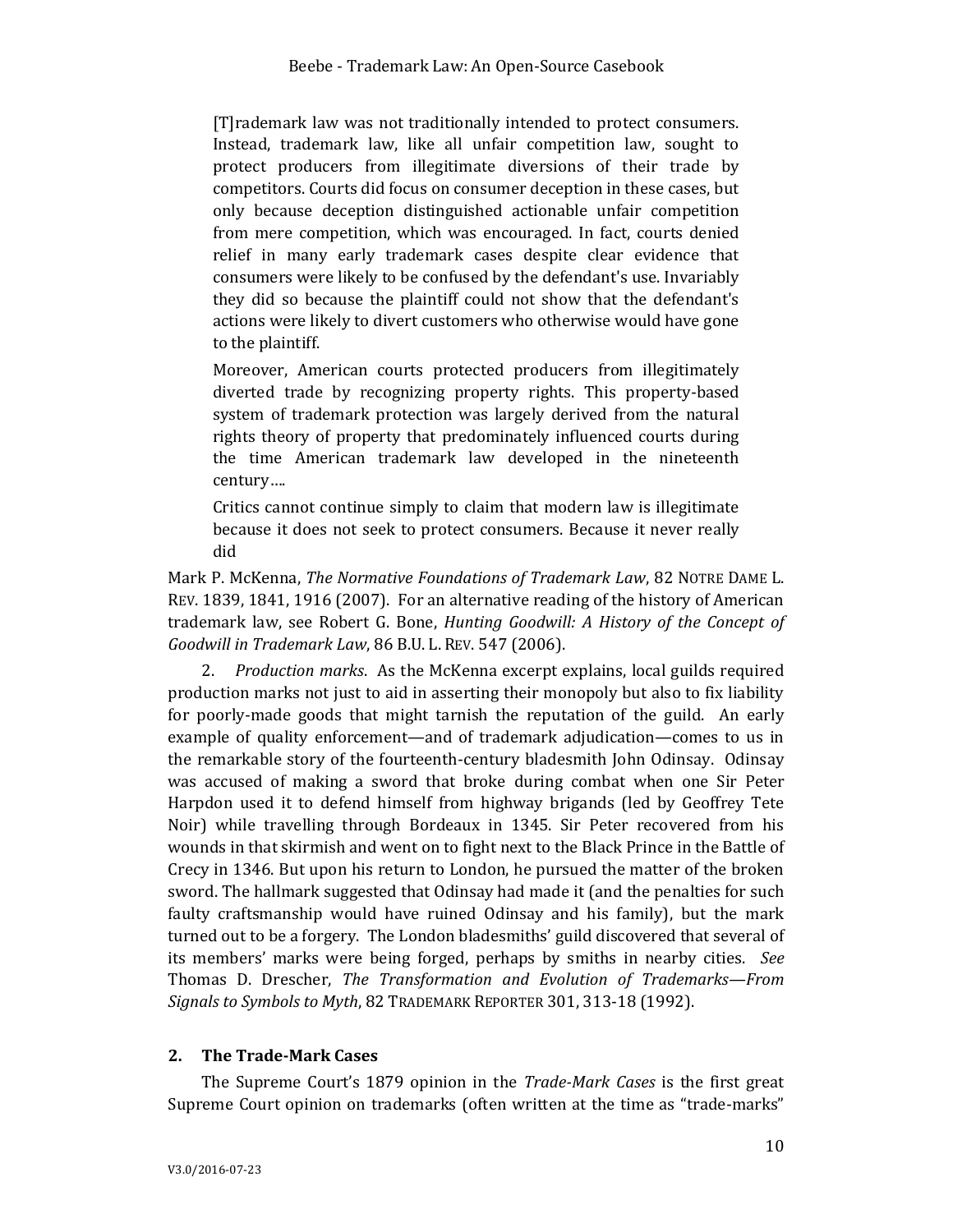> [T]rademark law was not traditionally intended to protect consumers. Instead, trademark law, like all unfair competition law, sought to protect producers from illegitimate diversions of their trade by competitors. Courts did focus on consumer deception in these cases, but only because deception distinguished actionable unfair competition from mere competition, which was encouraged. In fact, courts denied relief in many early trademark cases despite clear evidence that consumers were likely to be confused by the defendant's use. Invariably they did so because the plaintiff could not show that the defendant's actions were likely to divert customers who otherwise would have gone to the plaintiff.
>
> Moreover, American courts protected producers from illegitimately diverted trade by recognizing property rights. This property-based system of trademark protection was largely derived from the natural rights theory of property that predominately influenced courts during the time American trademark law developed in the nineteenth century….
>
> Critics cannot continue simply to claim that modern law is illegitimate because it does not seek to protect consumers. Because it never really did

Mark P. McKenna, *The Normative Foundations of Trademark Law*, 82 NOTRE DAME L. REV. 1839, 1841, 1916 (2007). For an alternative reading of the history of American trademark law, see Robert G. Bone, *Hunting Goodwill: A History of the Concept of Goodwill in Trademark Law*, 86 B.U. L. REV. 547 (2006).

2. *Production marks*. As the McKenna excerpt explains, local guilds required production marks not just to aid in asserting their monopoly but also to fix liability for poorly-made goods that might tarnish the reputation of the guild. An early example of quality enforcement—and of trademark adjudication—comes to us in the remarkable story of the fourteenth-century bladesmith John Odinsay. Odinsay was accused of making a sword that broke during combat when one Sir Peter Harpdon used it to defend himself from highway brigands (led by Geoffrey Tete Noir) while travelling through Bordeaux in 1345. Sir Peter recovered from his wounds in that skirmish and went on to fight next to the Black Prince in the Battle of Crecy in 1346. But upon his return to London, he pursued the matter of the broken sword. The hallmark suggested that Odinsay had made it (and the penalties for such faulty craftsmanship would have ruined Odinsay and his family), but the mark turned out to be a forgery. The London bladesmiths' guild discovered that several of its members' marks were being forged, perhaps by smiths in nearby cities. *See* Thomas D. Drescher, *The Transformation and Evolution of Trademarks—From Signals to Symbols to Myth*, 82 TRADEMARK REPORTER 301, 313-18 (1992).

## 2. The Trade-Mark Cases

The Supreme Court's 1879 opinion in the *Trade-Mark Cases* is the first great Supreme Court opinion on trademarks (often written at the time as "trade-marks"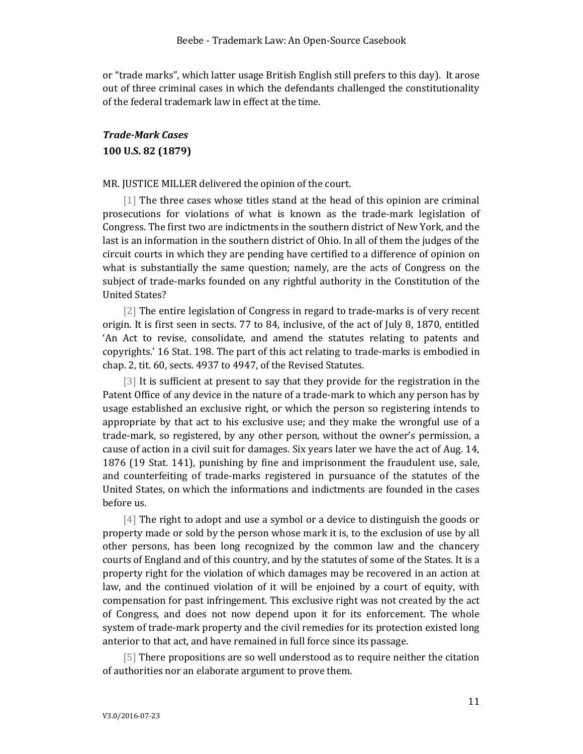or “trade marks”, which latter usage British English still prefers to this day). It arose out of three criminal cases in which the defendants challenged the constitutionality of the federal trademark law in effect at the time.

### *Trade-Mark Cases*
**100 U.S. 82 (1879)**

MR. JUSTICE MILLER delivered the opinion of the court.

[1] The three cases whose titles stand at the head of this opinion are criminal prosecutions for violations of what is known as the trade-mark legislation of Congress. The first two are indictments in the southern district of New York, and the last is an information in the southern district of Ohio. In all of them the judges of the circuit courts in which they are pending have certified to a difference of opinion on what is substantially the same question; namely, are the acts of Congress on the subject of trade-marks founded on any rightful authority in the Constitution of the United States?

[2] The entire legislation of Congress in regard to trade-marks is of very recent origin. It is first seen in sects. 77 to 84, inclusive, of the act of July 8, 1870, entitled ‘An Act to revise, consolidate, and amend the statutes relating to patents and copyrights.’ 16 Stat. 198. The part of this act relating to trade-marks is embodied in chap. 2, tit. 60, sects. 4937 to 4947, of the Revised Statutes.

[3] It is sufficient at present to say that they provide for the registration in the Patent Office of any device in the nature of a trade-mark to which any person has by usage established an exclusive right, or which the person so registering intends to appropriate by that act to his exclusive use; and they make the wrongful use of a trade-mark, so registered, by any other person, without the owner’s permission, a cause of action in a civil suit for damages. Six years later we have the act of Aug. 14, 1876 (19 Stat. 141), punishing by fine and imprisonment the fraudulent use, sale, and counterfeiting of trade-marks registered in pursuance of the statutes of the United States, on which the informations and indictments are founded in the cases before us.

[4] The right to adopt and use a symbol or a device to distinguish the goods or property made or sold by the person whose mark it is, to the exclusion of use by all other persons, has been long recognized by the common law and the chancery courts of England and of this country, and by the statutes of some of the States. It is a property right for the violation of which damages may be recovered in an action at law, and the continued violation of it will be enjoined by a court of equity, with compensation for past infringement. This exclusive right was not created by the act of Congress, and does not now depend upon it for its enforcement. The whole system of trade-mark property and the civil remedies for its protection existed long anterior to that act, and have remained in full force since its passage.

[5] There propositions are so well understood as to require neither the citation of authorities nor an elaborate argument to prove them.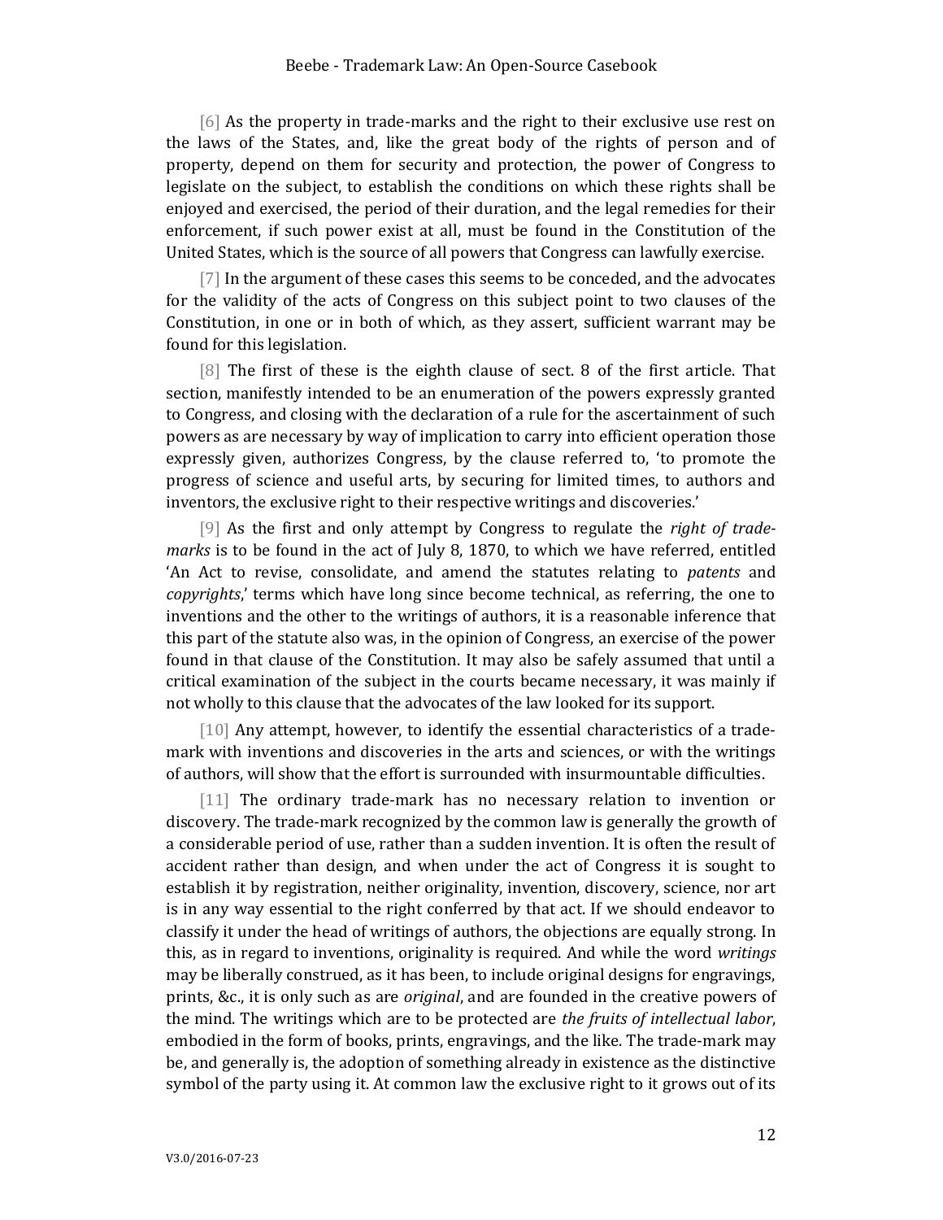[6] As the property in trade-marks and the right to their exclusive use rest on the laws of the States, and, like the great body of the rights of person and of property, depend on them for security and protection, the power of Congress to legislate on the subject, to establish the conditions on which these rights shall be enjoyed and exercised, the period of their duration, and the legal remedies for their enforcement, if such power exist at all, must be found in the Constitution of the United States, which is the source of all powers that Congress can lawfully exercise.

[7] In the argument of these cases this seems to be conceded, and the advocates for the validity of the acts of Congress on this subject point to two clauses of the Constitution, in one or in both of which, as they assert, sufficient warrant may be found for this legislation.

[8] The first of these is the eighth clause of sect. 8 of the first article. That section, manifestly intended to be an enumeration of the powers expressly granted to Congress, and closing with the declaration of a rule for the ascertainment of such powers as are necessary by way of implication to carry into efficient operation those expressly given, authorizes Congress, by the clause referred to, 'to promote the progress of science and useful arts, by securing for limited times, to authors and inventors, the exclusive right to their respective writings and discoveries.'

[9] As the first and only attempt by Congress to regulate the *right of trade-marks* is to be found in the act of July 8, 1870, to which we have referred, entitled 'An Act to revise, consolidate, and amend the statutes relating to *patents* and *copyrights*,' terms which have long since become technical, as referring, the one to inventions and the other to the writings of authors, it is a reasonable inference that this part of the statute also was, in the opinion of Congress, an exercise of the power found in that clause of the Constitution. It may also be safely assumed that until a critical examination of the subject in the courts became necessary, it was mainly if not wholly to this clause that the advocates of the law looked for its support.

[10] Any attempt, however, to identify the essential characteristics of a trade-mark with inventions and discoveries in the arts and sciences, or with the writings of authors, will show that the effort is surrounded with insurmountable difficulties.

[11] The ordinary trade-mark has no necessary relation to invention or discovery. The trade-mark recognized by the common law is generally the growth of a considerable period of use, rather than a sudden invention. It is often the result of accident rather than design, and when under the act of Congress it is sought to establish it by registration, neither originality, invention, discovery, science, nor art is in any way essential to the right conferred by that act. If we should endeavor to classify it under the head of writings of authors, the objections are equally strong. In this, as in regard to inventions, originality is required. And while the word *writings* may be liberally construed, as it has been, to include original designs for engravings, prints, &c., it is only such as are *original*, and are founded in the creative powers of the mind. The writings which are to be protected are *the fruits of intellectual labor*, embodied in the form of books, prints, engravings, and the like. The trade-mark may be, and generally is, the adoption of something already in existence as the distinctive symbol of the party using it. At common law the exclusive right to it grows out of its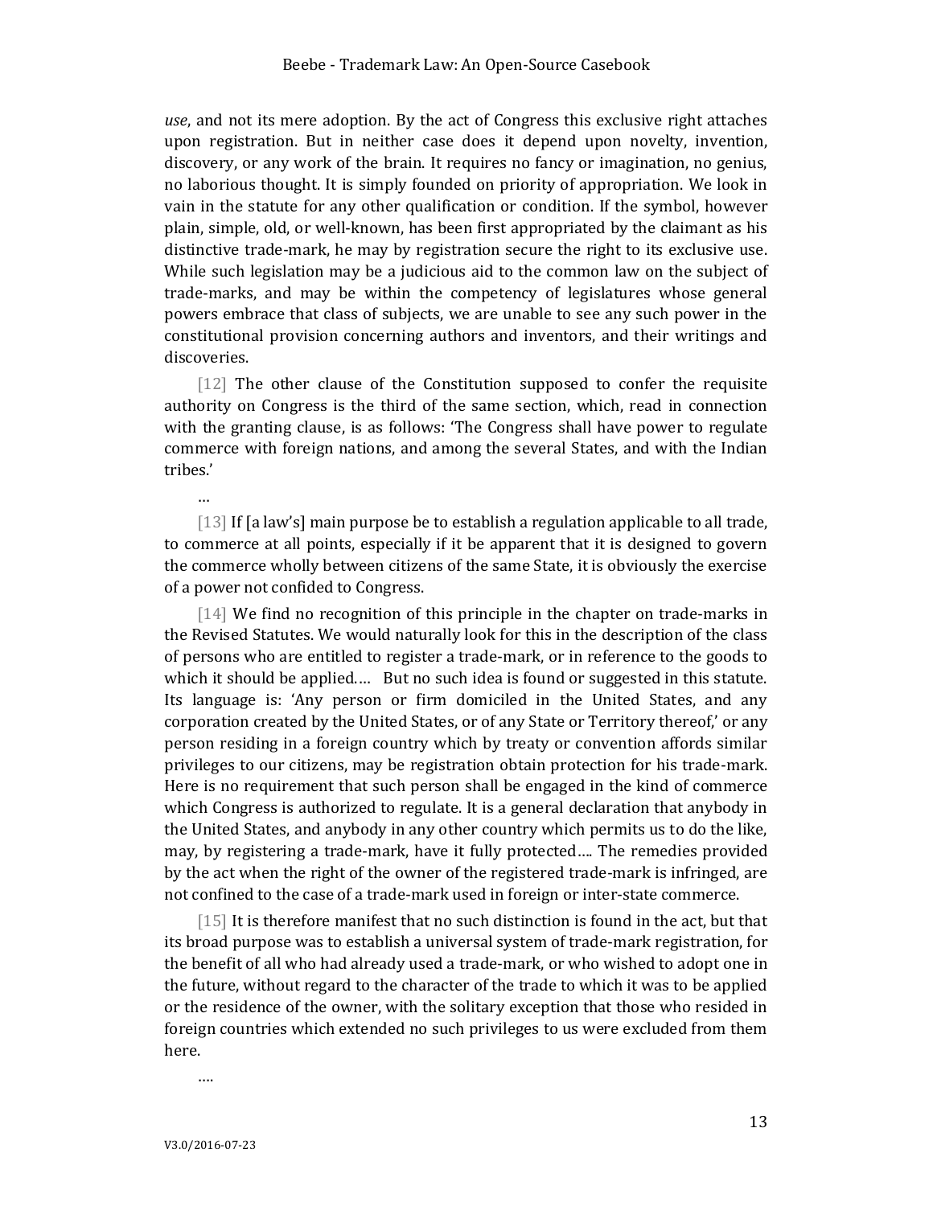*use*, and not its mere adoption. By the act of Congress this exclusive right attaches upon registration. But in neither case does it depend upon novelty, invention, discovery, or any work of the brain. It requires no fancy or imagination, no genius, no laborious thought. It is simply founded on priority of appropriation. We look in vain in the statute for any other qualification or condition. If the symbol, however plain, simple, old, or well-known, has been first appropriated by the claimant as his distinctive trade-mark, he may by registration secure the right to its exclusive use. While such legislation may be a judicious aid to the common law on the subject of trade-marks, and may be within the competency of legislatures whose general powers embrace that class of subjects, we are unable to see any such power in the constitutional provision concerning authors and inventors, and their writings and discoveries.

[12] The other clause of the Constitution supposed to confer the requisite authority on Congress is the third of the same section, which, read in connection with the granting clause, is as follows: 'The Congress shall have power to regulate commerce with foreign nations, and among the several States, and with the Indian tribes.'

…

[13] If [a law's] main purpose be to establish a regulation applicable to all trade, to commerce at all points, especially if it be apparent that it is designed to govern the commerce wholly between citizens of the same State, it is obviously the exercise of a power not confided to Congress.

[14] We find no recognition of this principle in the chapter on trade-marks in the Revised Statutes. We would naturally look for this in the description of the class of persons who are entitled to register a trade-mark, or in reference to the goods to which it should be applied…. But no such idea is found or suggested in this statute. Its language is: 'Any person or firm domiciled in the United States, and any corporation created by the United States, or of any State or Territory thereof,' or any person residing in a foreign country which by treaty or convention affords similar privileges to our citizens, may be registration obtain protection for his trade-mark. Here is no requirement that such person shall be engaged in the kind of commerce which Congress is authorized to regulate. It is a general declaration that anybody in the United States, and anybody in any other country which permits us to do the like, may, by registering a trade-mark, have it fully protected…. The remedies provided by the act when the right of the owner of the registered trade-mark is infringed, are not confined to the case of a trade-mark used in foreign or inter-state commerce.

[15] It is therefore manifest that no such distinction is found in the act, but that its broad purpose was to establish a universal system of trade-mark registration, for the benefit of all who had already used a trade-mark, or who wished to adopt one in the future, without regard to the character of the trade to which it was to be applied or the residence of the owner, with the solitary exception that those who resided in foreign countries which extended no such privileges to us were excluded from them here.

….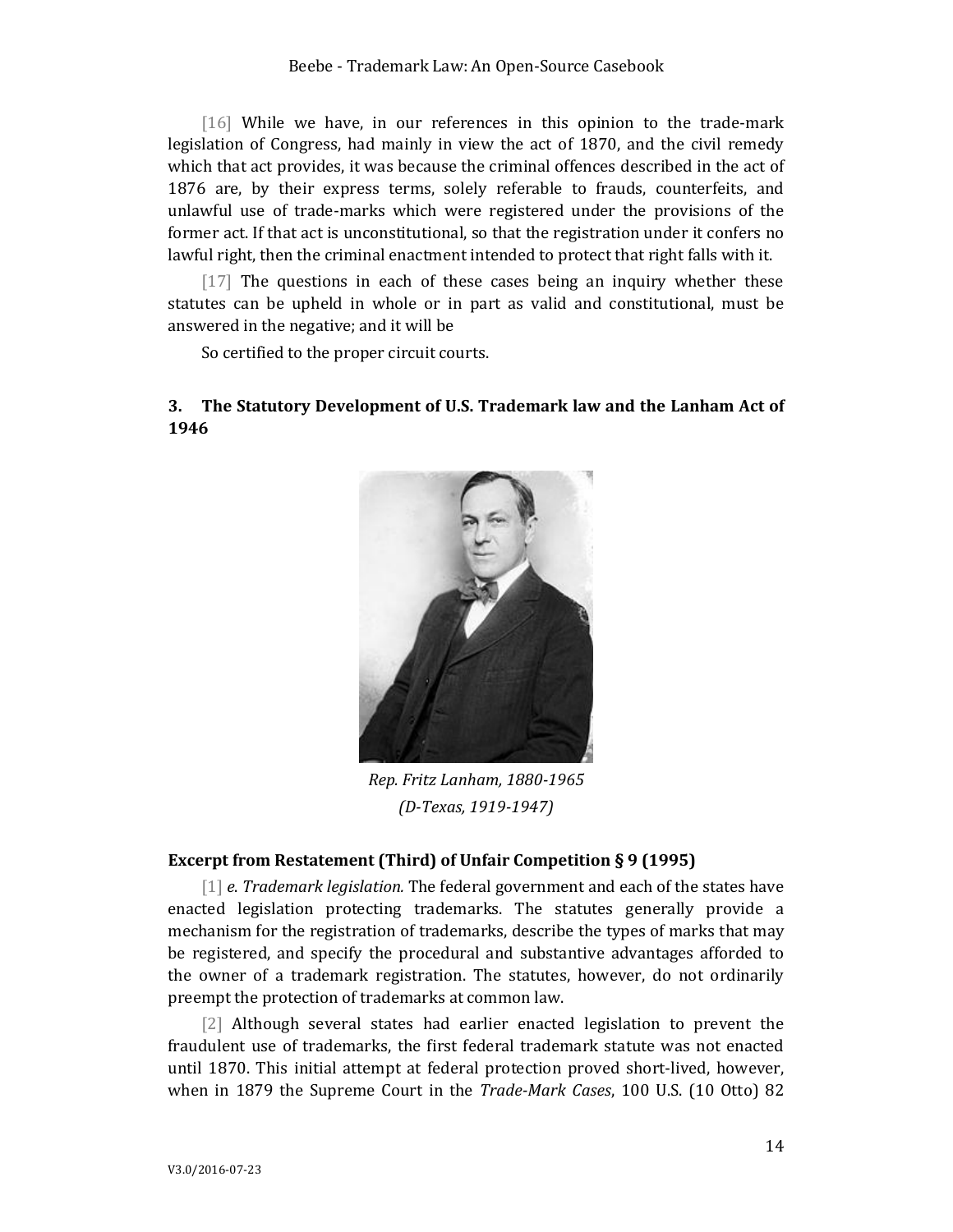[16] While we have, in our references in this opinion to the trade-mark legislation of Congress, had mainly in view the act of 1870, and the civil remedy which that act provides, it was because the criminal offences described in the act of 1876 are, by their express terms, solely referable to frauds, counterfeits, and unlawful use of trade-marks which were registered under the provisions of the former act. If that act is unconstitutional, so that the registration under it confers no lawful right, then the criminal enactment intended to protect that right falls with it.

[17] The questions in each of these cases being an inquiry whether these statutes can be upheld in whole or in part as valid and constitutional, must be answered in the negative; and it will be

So certified to the proper circuit courts.

## 3. The Statutory Development of U.S. Trademark law and the Lanham Act of 1946

*Rep. Fritz Lanham, 1880-1965*
*(D-Texas, 1919-1947)*

### Excerpt from Restatement (Third) of Unfair Competition § 9 (1995)

[1] *e. Trademark legislation.* The federal government and each of the states have enacted legislation protecting trademarks. The statutes generally provide a mechanism for the registration of trademarks, describe the types of marks that may be registered, and specify the procedural and substantive advantages afforded to the owner of a trademark registration. The statutes, however, do not ordinarily preempt the protection of trademarks at common law.

[2] Although several states had earlier enacted legislation to prevent the fraudulent use of trademarks, the first federal trademark statute was not enacted until 1870. This initial attempt at federal protection proved short-lived, however, when in 1879 the Supreme Court in the *Trade-Mark Cases*, 100 U.S. (10 Otto) 82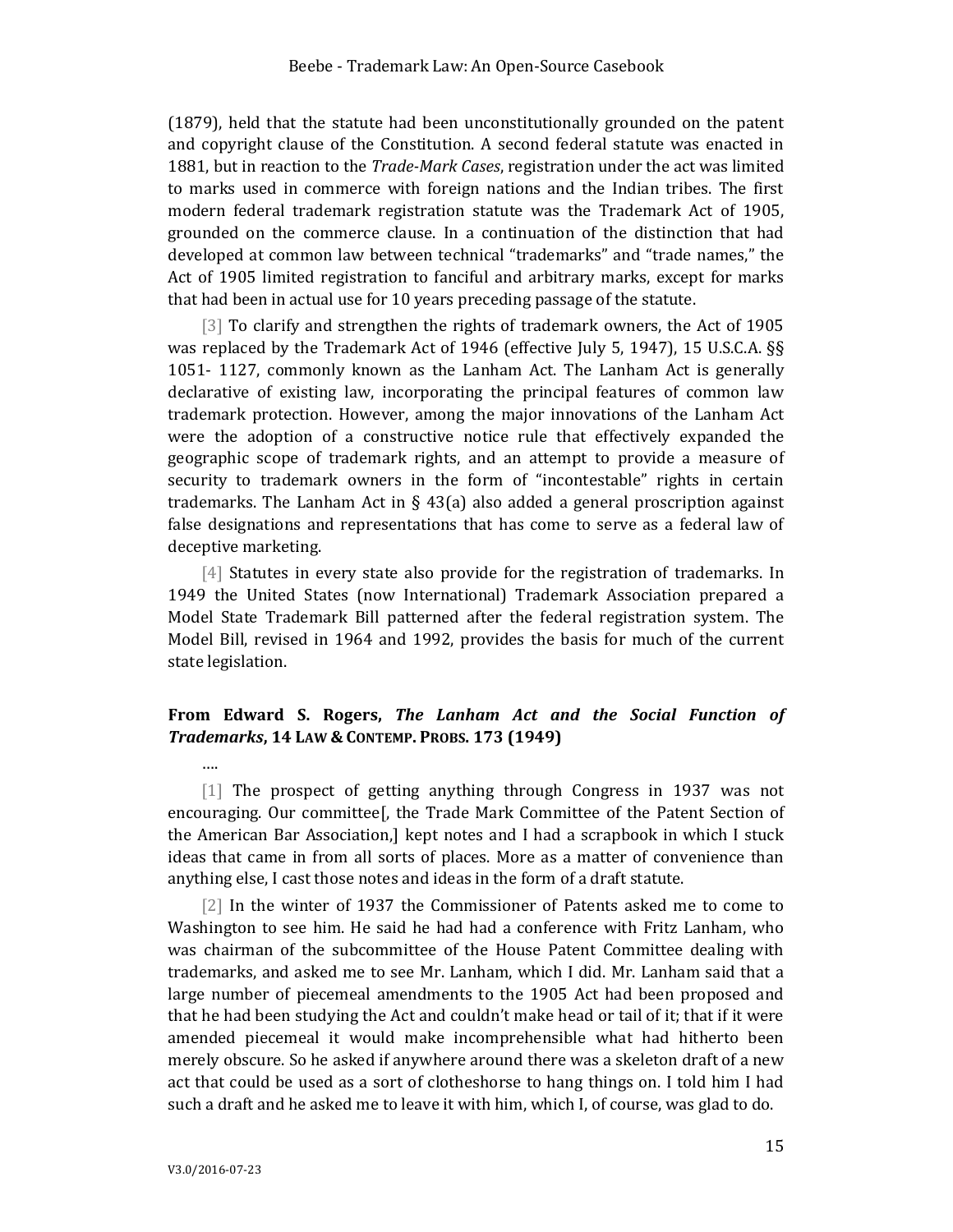(1879), held that the statute had been unconstitutionally grounded on the patent and copyright clause of the Constitution. A second federal statute was enacted in 1881, but in reaction to the *Trade-Mark Cases*, registration under the act was limited to marks used in commerce with foreign nations and the Indian tribes. The first modern federal trademark registration statute was the Trademark Act of 1905, grounded on the commerce clause. In a continuation of the distinction that had developed at common law between technical "trademarks" and "trade names," the Act of 1905 limited registration to fanciful and arbitrary marks, except for marks that had been in actual use for 10 years preceding passage of the statute.

[3] To clarify and strengthen the rights of trademark owners, the Act of 1905 was replaced by the Trademark Act of 1946 (effective July 5, 1947), 15 U.S.C.A. §§ 1051- 1127, commonly known as the Lanham Act. The Lanham Act is generally declarative of existing law, incorporating the principal features of common law trademark protection. However, among the major innovations of the Lanham Act were the adoption of a constructive notice rule that effectively expanded the geographic scope of trademark rights, and an attempt to provide a measure of security to trademark owners in the form of "incontestable" rights in certain trademarks. The Lanham Act in § 43(a) also added a general proscription against false designations and representations that has come to serve as a federal law of deceptive marketing.

[4] Statutes in every state also provide for the registration of trademarks. In 1949 the United States (now International) Trademark Association prepared a Model State Trademark Bill patterned after the federal registration system. The Model Bill, revised in 1964 and 1992, provides the basis for much of the current state legislation.

### From Edward S. Rogers, *The Lanham Act and the Social Function of Trademarks*, 14 LAW & CONTEMP. PROBS. 173 (1949)

....

[1] The prospect of getting anything through Congress in 1937 was not encouraging. Our committee[, the Trade Mark Committee of the Patent Section of the American Bar Association,] kept notes and I had a scrapbook in which I stuck ideas that came in from all sorts of places. More as a matter of convenience than anything else, I cast those notes and ideas in the form of a draft statute.

[2] In the winter of 1937 the Commissioner of Patents asked me to come to Washington to see him. He said he had had a conference with Fritz Lanham, who was chairman of the subcommittee of the House Patent Committee dealing with trademarks, and asked me to see Mr. Lanham, which I did. Mr. Lanham said that a large number of piecemeal amendments to the 1905 Act had been proposed and that he had been studying the Act and couldn't make head or tail of it; that if it were amended piecemeal it would make incomprehensible what had hitherto been merely obscure. So he asked if anywhere around there was a skeleton draft of a new act that could be used as a sort of clotheshorse to hang things on. I told him I had such a draft and he asked me to leave it with him, which I, of course, was glad to do.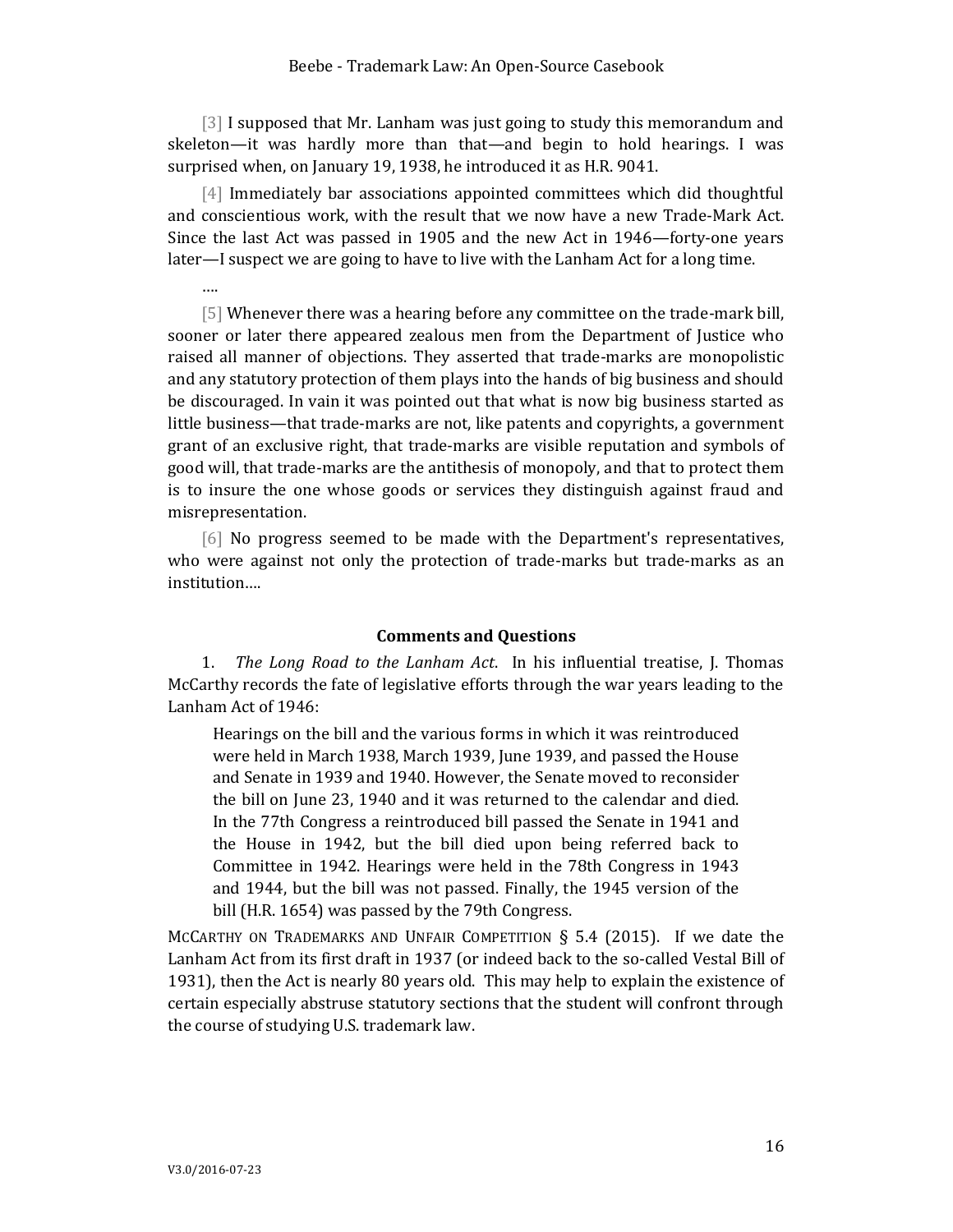[3] I supposed that Mr. Lanham was just going to study this memorandum and skeleton—it was hardly more than that—and begin to hold hearings. I was surprised when, on January 19, 1938, he introduced it as H.R. 9041.

[4] Immediately bar associations appointed committees which did thoughtful and conscientious work, with the result that we now have a new Trade-Mark Act. Since the last Act was passed in 1905 and the new Act in 1946—forty-one years later—I suspect we are going to have to live with the Lanham Act for a long time.

….

[5] Whenever there was a hearing before any committee on the trade-mark bill, sooner or later there appeared zealous men from the Department of Justice who raised all manner of objections. They asserted that trade-marks are monopolistic and any statutory protection of them plays into the hands of big business and should be discouraged. In vain it was pointed out that what is now big business started as little business—that trade-marks are not, like patents and copyrights, a government grant of an exclusive right, that trade-marks are visible reputation and symbols of good will, that trade-marks are the antithesis of monopoly, and that to protect them is to insure the one whose goods or services they distinguish against fraud and misrepresentation.

[6] No progress seemed to be made with the Department's representatives, who were against not only the protection of trade-marks but trade-marks as an institution….

### Comments and Questions

1. *The Long Road to the Lanham Act*. In his influential treatise, J. Thomas McCarthy records the fate of legislative efforts through the war years leading to the Lanham Act of 1946:

> Hearings on the bill and the various forms in which it was reintroduced were held in March 1938, March 1939, June 1939, and passed the House and Senate in 1939 and 1940. However, the Senate moved to reconsider the bill on June 23, 1940 and it was returned to the calendar and died. In the 77th Congress a reintroduced bill passed the Senate in 1941 and the House in 1942, but the bill died upon being referred back to Committee in 1942. Hearings were held in the 78th Congress in 1943 and 1944, but the bill was not passed. Finally, the 1945 version of the bill (H.R. 1654) was passed by the 79th Congress.

MCCARTHY ON TRADEMARKS AND UNFAIR COMPETITION § 5.4 (2015). If we date the Lanham Act from its first draft in 1937 (or indeed back to the so-called Vestal Bill of 1931), then the Act is nearly 80 years old. This may help to explain the existence of certain especially abstruse statutory sections that the student will confront through the course of studying U.S. trademark law.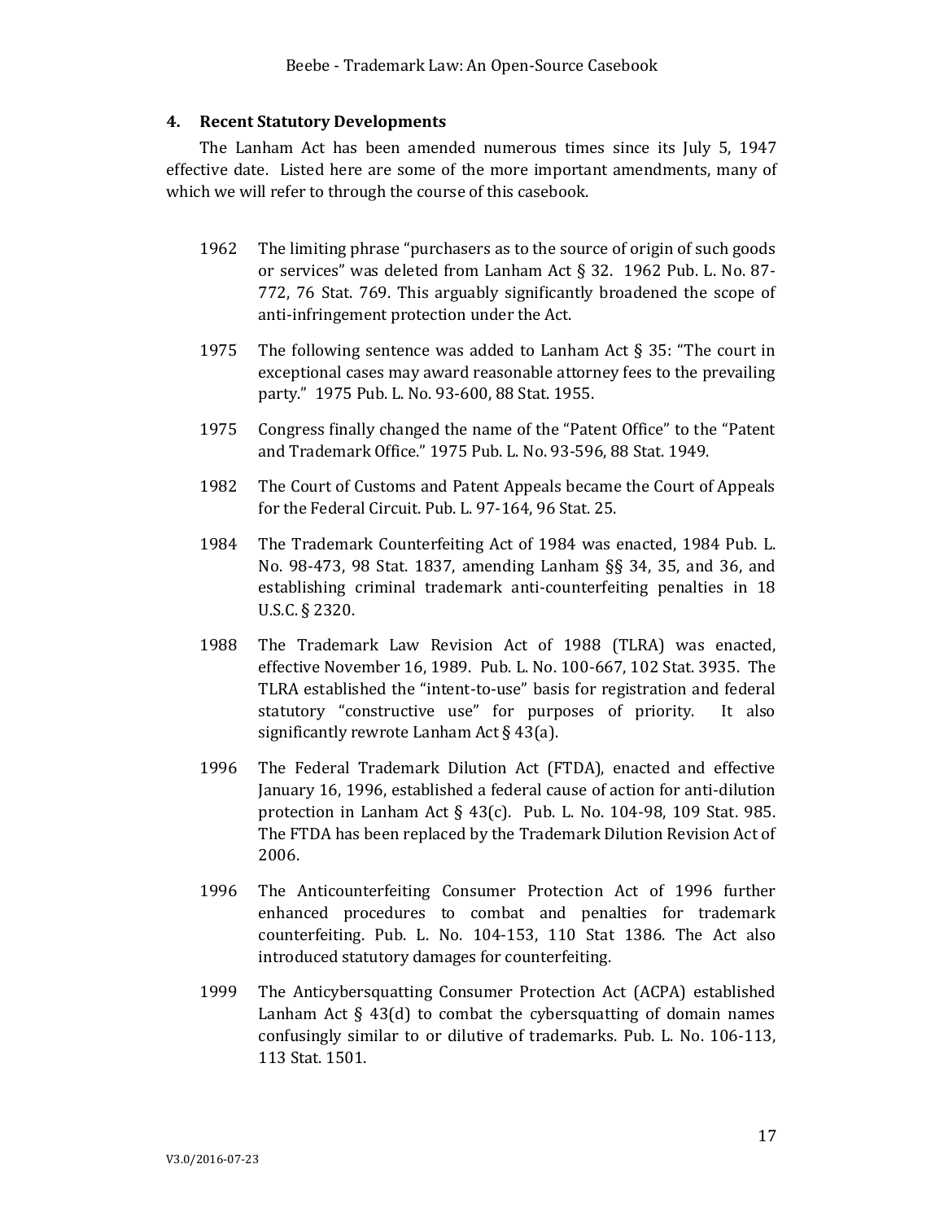### 4. Recent Statutory Developments

The Lanham Act has been amended numerous times since its July 5, 1947 effective date. Listed here are some of the more important amendments, many of which we will refer to through the course of this casebook.

1962 The limiting phrase "purchasers as to the source of origin of such goods or services" was deleted from Lanham Act § 32. 1962 Pub. L. No. 87-772, 76 Stat. 769. This arguably significantly broadened the scope of anti-infringement protection under the Act.

1975 The following sentence was added to Lanham Act § 35: "The court in exceptional cases may award reasonable attorney fees to the prevailing party." 1975 Pub. L. No. 93-600, 88 Stat. 1955.

1975 Congress finally changed the name of the "Patent Office" to the "Patent and Trademark Office." 1975 Pub. L. No. 93-596, 88 Stat. 1949.

1982 The Court of Customs and Patent Appeals became the Court of Appeals for the Federal Circuit. Pub. L. 97-164, 96 Stat. 25.

1984 The Trademark Counterfeiting Act of 1984 was enacted, 1984 Pub. L. No. 98-473, 98 Stat. 1837, amending Lanham §§ 34, 35, and 36, and establishing criminal trademark anti-counterfeiting penalties in 18 U.S.C. § 2320.

1988 The Trademark Law Revision Act of 1988 (TLRA) was enacted, effective November 16, 1989. Pub. L. No. 100-667, 102 Stat. 3935. The TLRA established the "intent-to-use" basis for registration and federal statutory "constructive use" for purposes of priority. It also significantly rewrote Lanham Act § 43(a).

1996 The Federal Trademark Dilution Act (FTDA), enacted and effective January 16, 1996, established a federal cause of action for anti-dilution protection in Lanham Act § 43(c). Pub. L. No. 104-98, 109 Stat. 985. The FTDA has been replaced by the Trademark Dilution Revision Act of 2006.

1996 The Anticounterfeiting Consumer Protection Act of 1996 further enhanced procedures to combat and penalties for trademark counterfeiting. Pub. L. No. 104-153, 110 Stat 1386. The Act also introduced statutory damages for counterfeiting.

1999 The Anticybersquatting Consumer Protection Act (ACPA) established Lanham Act § 43(d) to combat the cybersquatting of domain names confusingly similar to or dilutive of trademarks. Pub. L. No. 106-113, 113 Stat. 1501.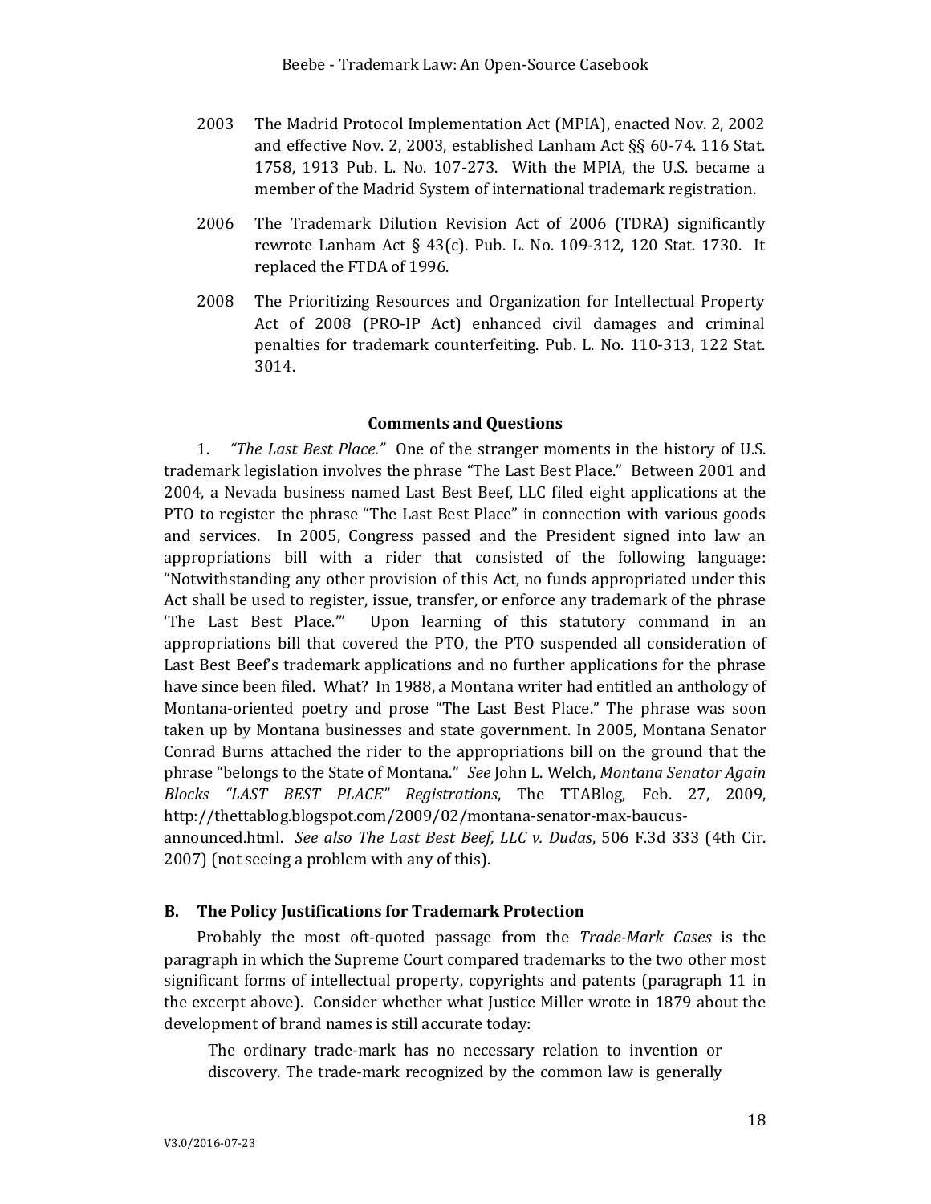2003 The Madrid Protocol Implementation Act (MPIA), enacted Nov. 2, 2002 and effective Nov. 2, 2003, established Lanham Act §§ 60-74. 116 Stat. 1758, 1913 Pub. L. No. 107-273. With the MPIA, the U.S. became a member of the Madrid System of international trademark registration.

2006 The Trademark Dilution Revision Act of 2006 (TDRA) significantly rewrote Lanham Act § 43(c). Pub. L. No. 109-312, 120 Stat. 1730. It replaced the FTDA of 1996.

2008 The Prioritizing Resources and Organization for Intellectual Property Act of 2008 (PRO-IP Act) enhanced civil damages and criminal penalties for trademark counterfeiting. Pub. L. No. 110-313, 122 Stat. 3014.

**Comments and Questions**

1. *"The Last Best Place."* One of the stranger moments in the history of U.S. trademark legislation involves the phrase "The Last Best Place." Between 2001 and 2004, a Nevada business named Last Best Beef, LLC filed eight applications at the PTO to register the phrase "The Last Best Place" in connection with various goods and services. In 2005, Congress passed and the President signed into law an appropriations bill with a rider that consisted of the following language: "Notwithstanding any other provision of this Act, no funds appropriated under this Act shall be used to register, issue, transfer, or enforce any trademark of the phrase 'The Last Best Place.'" Upon learning of this statutory command in an appropriations bill that covered the PTO, the PTO suspended all consideration of Last Best Beef's trademark applications and no further applications for the phrase have since been filed. What? In 1988, a Montana writer had entitled an anthology of Montana-oriented poetry and prose "The Last Best Place." The phrase was soon taken up by Montana businesses and state government. In 2005, Montana Senator Conrad Burns attached the rider to the appropriations bill on the ground that the phrase "belongs to the State of Montana." *See* John L. Welch, *Montana Senator Again Blocks "LAST BEST PLACE" Registrations*, The TTABlog, Feb. 27, 2009, http://thettablog.blogspot.com/2009/02/montana-senator-max-baucus-announced.html. *See also The Last Best Beef, LLC v. Dudas*, 506 F.3d 333 (4th Cir. 2007) (not seeing a problem with any of this).

## B. The Policy Justifications for Trademark Protection

Probably the most oft-quoted passage from the *Trade-Mark Cases* is the paragraph in which the Supreme Court compared trademarks to the two other most significant forms of intellectual property, copyrights and patents (paragraph 11 in the excerpt above). Consider whether what Justice Miller wrote in 1879 about the development of brand names is still accurate today:

> The ordinary trade-mark has no necessary relation to invention or discovery. The trade-mark recognized by the common law is generally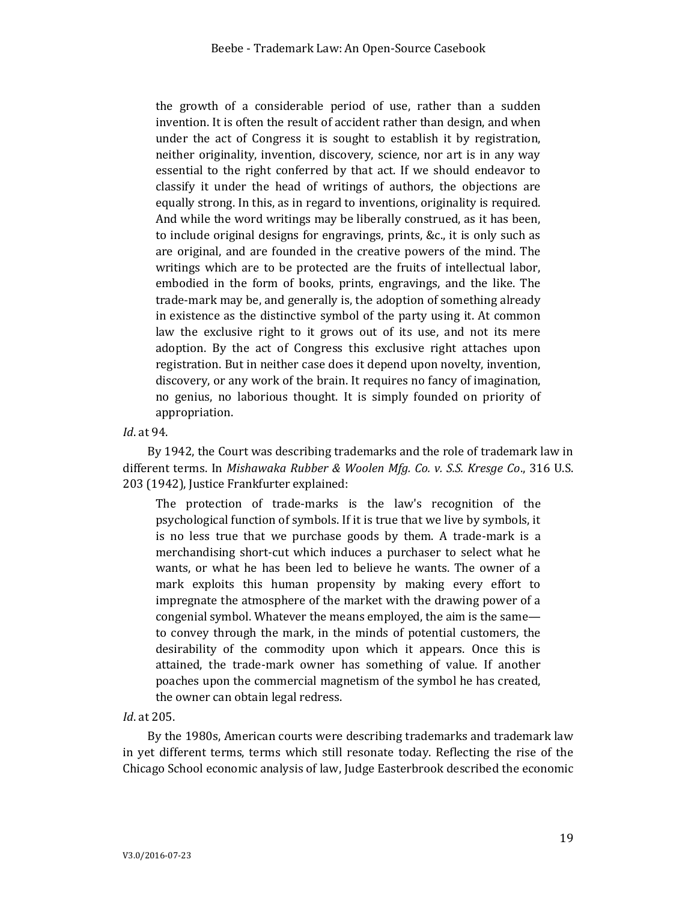> the growth of a considerable period of use, rather than a sudden invention. It is often the result of accident rather than design, and when under the act of Congress it is sought to establish it by registration, neither originality, invention, discovery, science, nor art is in any way essential to the right conferred by that act. If we should endeavor to classify it under the head of writings of authors, the objections are equally strong. In this, as in regard to inventions, originality is required. And while the word writings may be liberally construed, as it has been, to include original designs for engravings, prints, &c., it is only such as are original, and are founded in the creative powers of the mind. The writings which are to be protected are the fruits of intellectual labor, embodied in the form of books, prints, engravings, and the like. The trade-mark may be, and generally is, the adoption of something already in existence as the distinctive symbol of the party using it. At common law the exclusive right to it grows out of its use, and not its mere adoption. By the act of Congress this exclusive right attaches upon registration. But in neither case does it depend upon novelty, invention, discovery, or any work of the brain. It requires no fancy of imagination, no genius, no laborious thought. It is simply founded on priority of appropriation.

*Id.* at 94.

By 1942, the Court was describing trademarks and the role of trademark law in different terms. In *Mishawaka Rubber & Woolen Mfg. Co. v. S.S. Kresge Co*., 316 U.S. 203 (1942), Justice Frankfurter explained:

> The protection of trade-marks is the law's recognition of the psychological function of symbols. If it is true that we live by symbols, it is no less true that we purchase goods by them. A trade-mark is a merchandising short-cut which induces a purchaser to select what he wants, or what he has been led to believe he wants. The owner of a mark exploits this human propensity by making every effort to impregnate the atmosphere of the market with the drawing power of a congenial symbol. Whatever the means employed, the aim is the same—to convey through the mark, in the minds of potential customers, the desirability of the commodity upon which it appears. Once this is attained, the trade-mark owner has something of value. If another poaches upon the commercial magnetism of the symbol he has created, the owner can obtain legal redress.

*Id.* at 205.

By the 1980s, American courts were describing trademarks and trademark law in yet different terms, terms which still resonate today. Reflecting the rise of the Chicago School economic analysis of law, Judge Easterbrook described the economic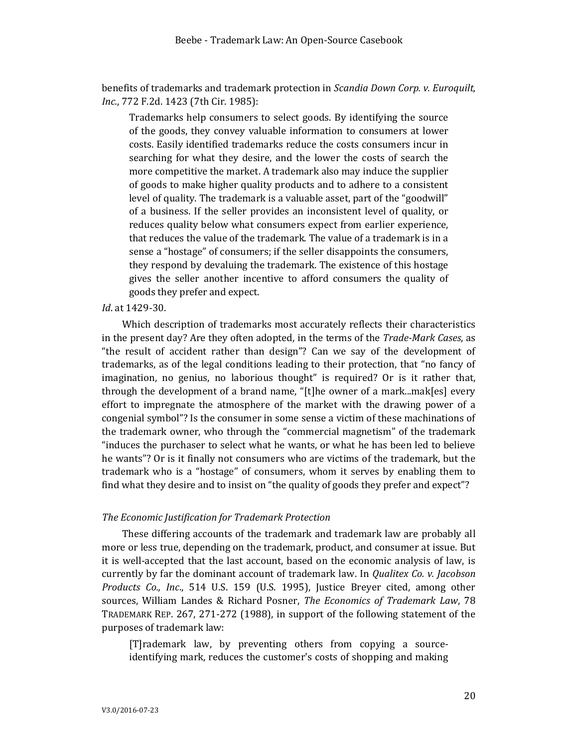benefits of trademarks and trademark protection in *Scandia Down Corp. v. Euroquilt, Inc.*, 772 F.2d. 1423 (7th Cir. 1985):

> Trademarks help consumers to select goods. By identifying the source of the goods, they convey valuable information to consumers at lower costs. Easily identified trademarks reduce the costs consumers incur in searching for what they desire, and the lower the costs of search the more competitive the market. A trademark also may induce the supplier of goods to make higher quality products and to adhere to a consistent level of quality. The trademark is a valuable asset, part of the "goodwill" of a business. If the seller provides an inconsistent level of quality, or reduces quality below what consumers expect from earlier experience, that reduces the value of the trademark. The value of a trademark is in a sense a "hostage" of consumers; if the seller disappoints the consumers, they respond by devaluing the trademark. The existence of this hostage gives the seller another incentive to afford consumers the quality of goods they prefer and expect.

*Id.* at 1429-30.

Which description of trademarks most accurately reflects their characteristics in the present day? Are they often adopted, in the terms of the *Trade-Mark Cases*, as "the result of accident rather than design"? Can we say of the development of trademarks, as of the legal conditions leading to their protection, that "no fancy of imagination, no genius, no laborious thought" is required? Or is it rather that, through the development of a brand name, "[t]he owner of a mark...mak[es] every effort to impregnate the atmosphere of the market with the drawing power of a congenial symbol"? Is the consumer in some sense a victim of these machinations of the trademark owner, who through the "commercial magnetism" of the trademark "induces the purchaser to select what he wants, or what he has been led to believe he wants"? Or is it finally not consumers who are victims of the trademark, but the trademark who is a "hostage" of consumers, whom it serves by enabling them to find what they desire and to insist on "the quality of goods they prefer and expect"?

### *The Economic Justification for Trademark Protection*

These differing accounts of the trademark and trademark law are probably all more or less true, depending on the trademark, product, and consumer at issue. But it is well-accepted that the last account, based on the economic analysis of law, is currently by far the dominant account of trademark law. In *Qualitex Co. v. Jacobson Products Co., Inc.*, 514 U.S. 159 (U.S. 1995), Justice Breyer cited, among other sources, William Landes & Richard Posner, *The Economics of Trademark Law*, 78 TRADEMARK REP. 267, 271-272 (1988), in support of the following statement of the purposes of trademark law:

> [T]rademark law, by preventing others from copying a source-identifying mark, reduces the customer's costs of shopping and making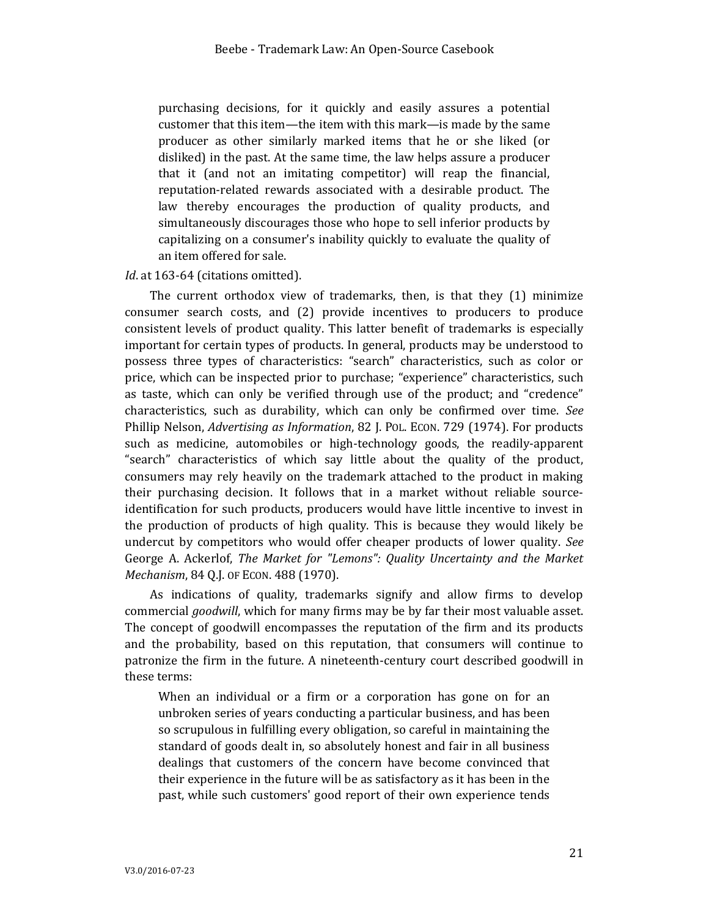> purchasing decisions, for it quickly and easily assures a potential customer that this item—the item with this mark—is made by the same producer as other similarly marked items that he or she liked (or disliked) in the past. At the same time, the law helps assure a producer that it (and not an imitating competitor) will reap the financial, reputation-related rewards associated with a desirable product. The law thereby encourages the production of quality products, and simultaneously discourages those who hope to sell inferior products by capitalizing on a consumer's inability quickly to evaluate the quality of an item offered for sale.

*Id.* at 163-64 (citations omitted).

The current orthodox view of trademarks, then, is that they (1) minimize consumer search costs, and (2) provide incentives to producers to produce consistent levels of product quality. This latter benefit of trademarks is especially important for certain types of products. In general, products may be understood to possess three types of characteristics: "search" characteristics, such as color or price, which can be inspected prior to purchase; "experience" characteristics, such as taste, which can only be verified through use of the product; and "credence" characteristics, such as durability, which can only be confirmed over time. *See* Phillip Nelson, *Advertising as Information*, 82 J. POL. ECON. 729 (1974). For products such as medicine, automobiles or high-technology goods, the readily-apparent "search" characteristics of which say little about the quality of the product, consumers may rely heavily on the trademark attached to the product in making their purchasing decision. It follows that in a market without reliable source-identification for such products, producers would have little incentive to invest in the production of products of high quality. This is because they would likely be undercut by competitors who would offer cheaper products of lower quality. *See* George A. Ackerlof, *The Market for "Lemons": Quality Uncertainty and the Market Mechanism*, 84 Q.J. OF ECON. 488 (1970).

As indications of quality, trademarks signify and allow firms to develop commercial *goodwill*, which for many firms may be by far their most valuable asset. The concept of goodwill encompasses the reputation of the firm and its products and the probability, based on this reputation, that consumers will continue to patronize the firm in the future. A nineteenth-century court described goodwill in these terms:

> When an individual or a firm or a corporation has gone on for an unbroken series of years conducting a particular business, and has been so scrupulous in fulfilling every obligation, so careful in maintaining the standard of goods dealt in, so absolutely honest and fair in all business dealings that customers of the concern have become convinced that their experience in the future will be as satisfactory as it has been in the past, while such customers' good report of their own experience tends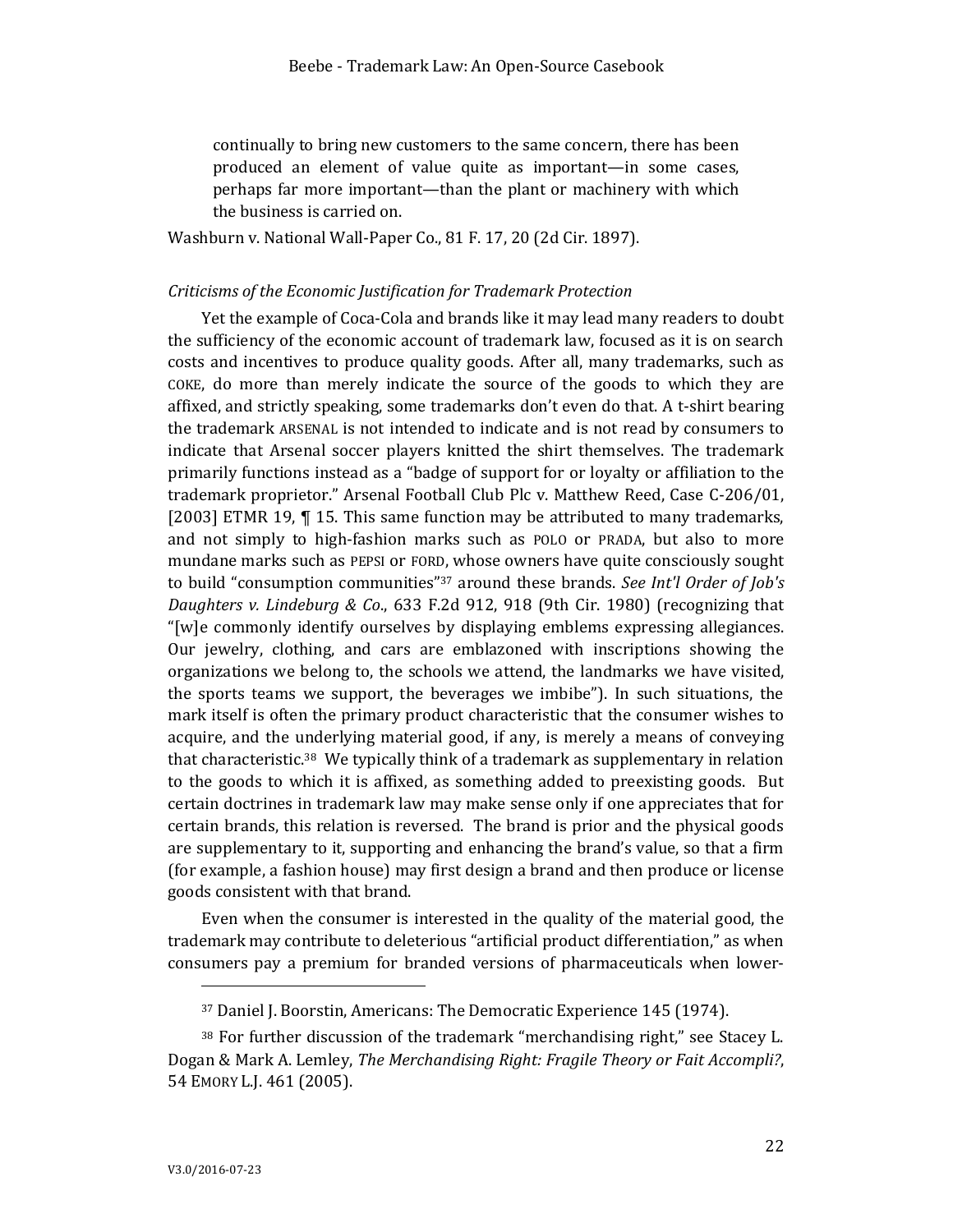> continually to bring new customers to the same concern, there has been produced an element of value quite as important—in some cases, perhaps far more important—than the plant or machinery with which the business is carried on.

Washburn v. National Wall-Paper Co., 81 F. 17, 20 (2d Cir. 1897).

*Criticisms of the Economic Justification for Trademark Protection*

Yet the example of Coca-Cola and brands like it may lead many readers to doubt the sufficiency of the economic account of trademark law, focused as it is on search costs and incentives to produce quality goods. After all, many trademarks, such as COKE, do more than merely indicate the source of the goods to which they are affixed, and strictly speaking, some trademarks don't even do that. A t-shirt bearing the trademark ARSENAL is not intended to indicate and is not read by consumers to indicate that Arsenal soccer players knitted the shirt themselves. The trademark primarily functions instead as a "badge of support for or loyalty or affiliation to the trademark proprietor." Arsenal Football Club Plc v. Matthew Reed, Case C-206/01, [2003] ETMR 19, ¶ 15. This same function may be attributed to many trademarks, and not simply to high-fashion marks such as POLO or PRADA, but also to more mundane marks such as PEPSI or FORD, whose owners have quite consciously sought to build "consumption communities"[37] around these brands. *See Int'l Order of Job's Daughters v. Lindeburg & Co*., 633 F.2d 912, 918 (9th Cir. 1980) (recognizing that "[w]e commonly identify ourselves by displaying emblems expressing allegiances. Our jewelry, clothing, and cars are emblazoned with inscriptions showing the organizations we belong to, the schools we attend, the landmarks we have visited, the sports teams we support, the beverages we imbibe"). In such situations, the mark itself is often the primary product characteristic that the consumer wishes to acquire, and the underlying material good, if any, is merely a means of conveying that characteristic.[38] We typically think of a trademark as supplementary in relation to the goods to which it is affixed, as something added to preexisting goods. But certain doctrines in trademark law may make sense only if one appreciates that for certain brands, this relation is reversed. The brand is prior and the physical goods are supplementary to it, supporting and enhancing the brand's value, so that a firm (for example, a fashion house) may first design a brand and then produce or license goods consistent with that brand.

Even when the consumer is interested in the quality of the material good, the trademark may contribute to deleterious "artificial product differentiation," as when consumers pay a premium for branded versions of pharmaceuticals when lower-

---

[37] Daniel J. Boorstin, Americans: The Democratic Experience 145 (1974).

[38] For further discussion of the trademark "merchandising right," see Stacey L. Dogan & Mark A. Lemley, *The Merchandising Right: Fragile Theory or Fait Accompli?*, 54 EMORY L.J. 461 (2005).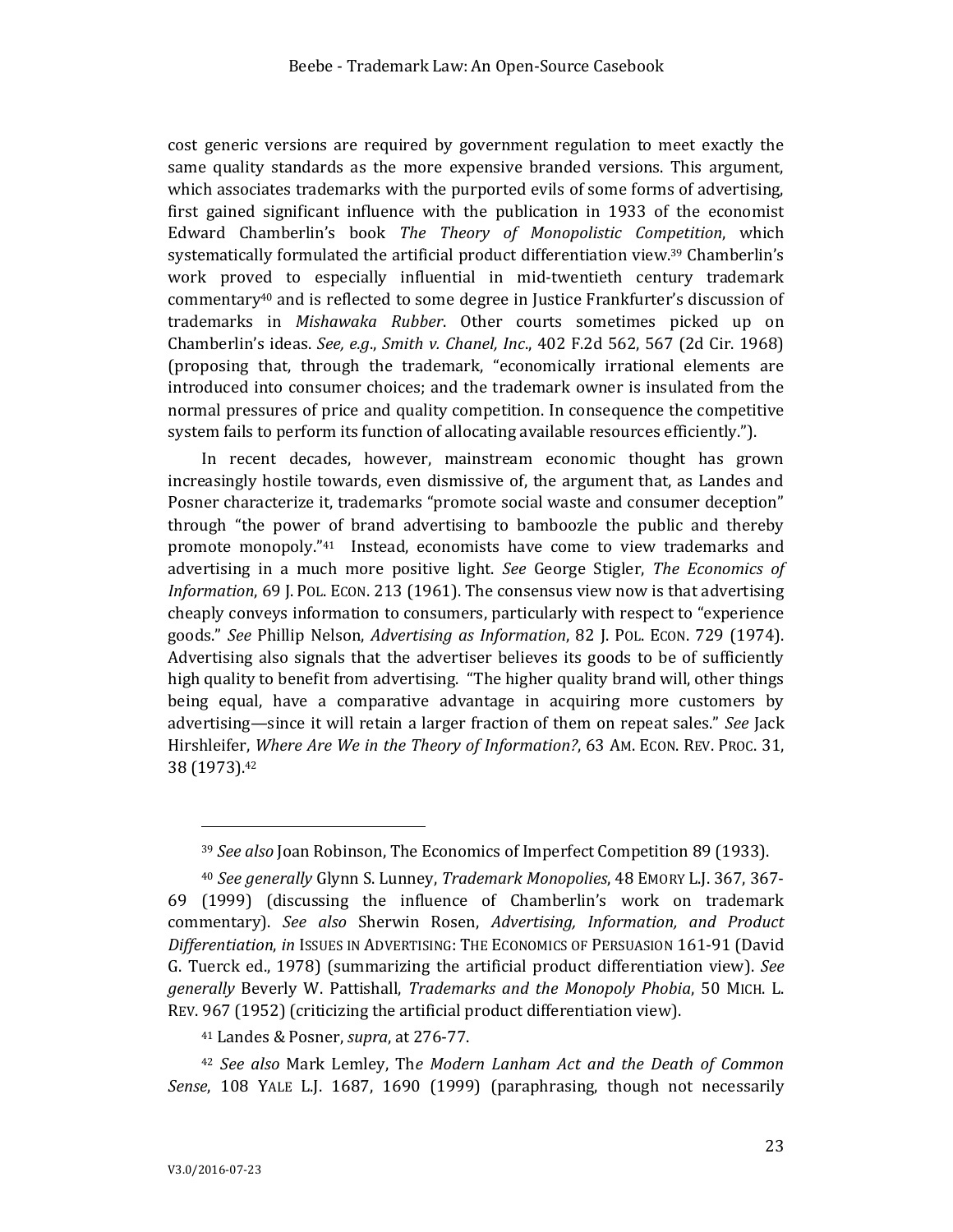cost generic versions are required by government regulation to meet exactly the same quality standards as the more expensive branded versions. This argument, which associates trademarks with the purported evils of some forms of advertising, first gained significant influence with the publication in 1933 of the economist Edward Chamberlin's book *The Theory of Monopolistic Competition*, which systematically formulated the artificial product differentiation view.[39] Chamberlin's work proved to especially influential in mid-twentieth century trademark commentary[40] and is reflected to some degree in Justice Frankfurter's discussion of trademarks in *Mishawaka Rubber*. Other courts sometimes picked up on Chamberlin's ideas. *See, e.g.*, *Smith v. Chanel, Inc.*, 402 F.2d 562, 567 (2d Cir. 1968) (proposing that, through the trademark, "economically irrational elements are introduced into consumer choices; and the trademark owner is insulated from the normal pressures of price and quality competition. In consequence the competitive system fails to perform its function of allocating available resources efficiently.").

In recent decades, however, mainstream economic thought has grown increasingly hostile towards, even dismissive of, the argument that, as Landes and Posner characterize it, trademarks "promote social waste and consumer deception" through "the power of brand advertising to bamboozle the public and thereby promote monopoly."[41] Instead, economists have come to view trademarks and advertising in a much more positive light. *See* George Stigler, *The Economics of Information*, 69 J. POL. ECON. 213 (1961). The consensus view now is that advertising cheaply conveys information to consumers, particularly with respect to "experience goods." *See* Phillip Nelson, *Advertising as Information*, 82 J. POL. ECON. 729 (1974). Advertising also signals that the advertiser believes its goods to be of sufficiently high quality to benefit from advertising. "The higher quality brand will, other things being equal, have a comparative advantage in acquiring more customers by advertising—since it will retain a larger fraction of them on repeat sales." *See* Jack Hirshleifer, *Where Are We in the Theory of Information?*, 63 AM. ECON. REV. PROC. 31, 38 (1973).[42]

---

[39] *See also* Joan Robinson, The Economics of Imperfect Competition 89 (1933).

[40] *See generally* Glynn S. Lunney, *Trademark Monopolies*, 48 EMORY L.J. 367, 367-69 (1999) (discussing the influence of Chamberlin's work on trademark commentary). *See also* Sherwin Rosen, *Advertising, Information, and Product Differentiation*, *in* ISSUES IN ADVERTISING: THE ECONOMICS OF PERSUASION 161-91 (David G. Tuerck ed., 1978) (summarizing the artificial product differentiation view). *See generally* Beverly W. Pattishall, *Trademarks and the Monopoly Phobia*, 50 MICH. L. REV. 967 (1952) (criticizing the artificial product differentiation view).

[41] Landes & Posner, *supra*, at 276-77.

[42] *See also* Mark Lemley, Th*e Modern Lanham Act and the Death of Common Sense*, 108 YALE L.J. 1687, 1690 (1999) (paraphrasing, though not necessarily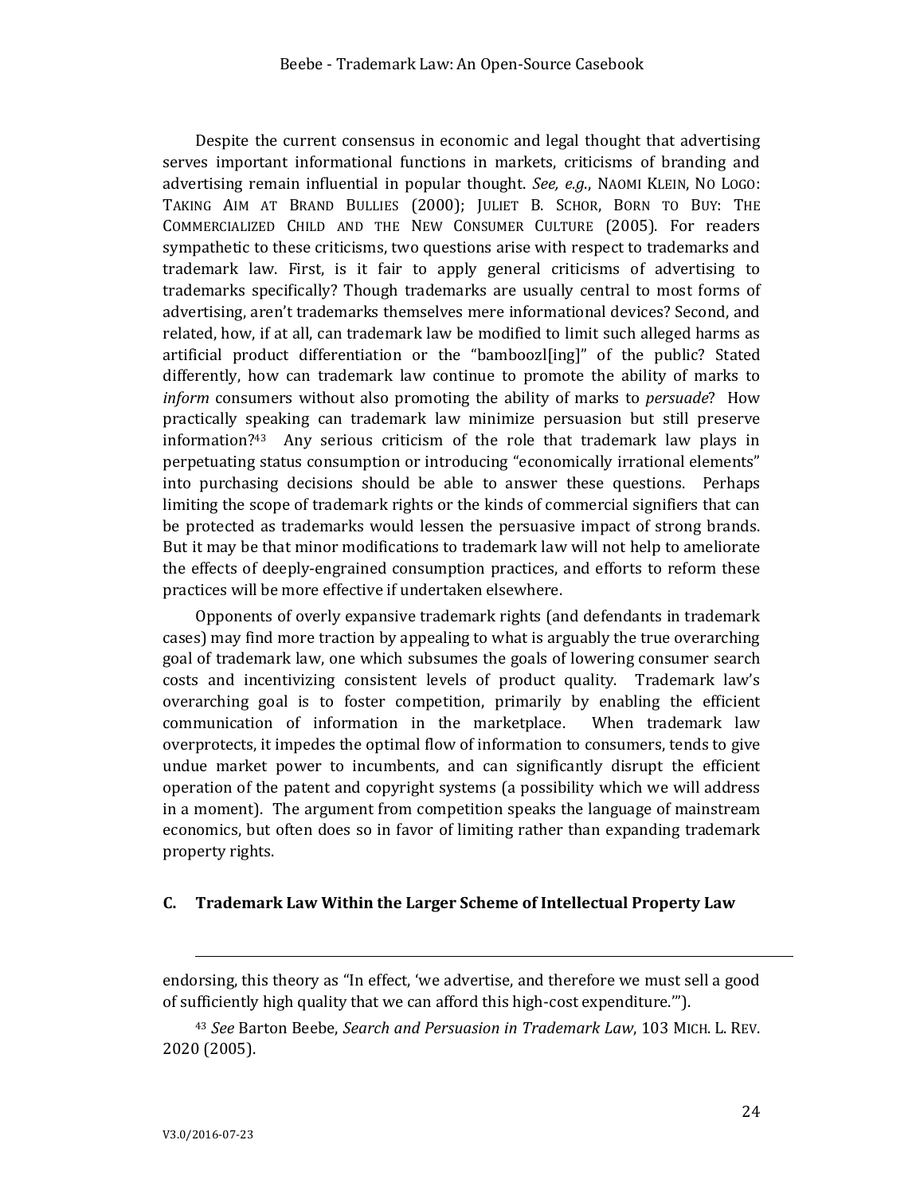Despite the current consensus in economic and legal thought that advertising serves important informational functions in markets, criticisms of branding and advertising remain influential in popular thought. *See, e.g.*, NAOMI KLEIN, NO LOGO: TAKING AIM AT BRAND BULLIES (2000); JULIET B. SCHOR, BORN TO BUY: THE COMMERCIALIZED CHILD AND THE NEW CONSUMER CULTURE (2005). For readers sympathetic to these criticisms, two questions arise with respect to trademarks and trademark law. First, is it fair to apply general criticisms of advertising to trademarks specifically? Though trademarks are usually central to most forms of advertising, aren't trademarks themselves mere informational devices? Second, and related, how, if at all, can trademark law be modified to limit such alleged harms as artificial product differentiation or the "bamboozl[ing]" of the public? Stated differently, how can trademark law continue to promote the ability of marks to *inform* consumers without also promoting the ability of marks to *persuade*? How practically speaking can trademark law minimize persuasion but still preserve information?[43] Any serious criticism of the role that trademark law plays in perpetuating status consumption or introducing "economically irrational elements" into purchasing decisions should be able to answer these questions. Perhaps limiting the scope of trademark rights or the kinds of commercial signifiers that can be protected as trademarks would lessen the persuasive impact of strong brands. But it may be that minor modifications to trademark law will not help to ameliorate the effects of deeply-engrained consumption practices, and efforts to reform these practices will be more effective if undertaken elsewhere.

Opponents of overly expansive trademark rights (and defendants in trademark cases) may find more traction by appealing to what is arguably the true overarching goal of trademark law, one which subsumes the goals of lowering consumer search costs and incentivizing consistent levels of product quality. Trademark law's overarching goal is to foster competition, primarily by enabling the efficient communication of information in the marketplace. When trademark law overprotects, it impedes the optimal flow of information to consumers, tends to give undue market power to incumbents, and can significantly disrupt the efficient operation of the patent and copyright systems (a possibility which we will address in a moment). The argument from competition speaks the language of mainstream economics, but often does so in favor of limiting rather than expanding trademark property rights.

## C. Trademark Law Within the Larger Scheme of Intellectual Property Law

---

endorsing, this theory as "In effect, 'we advertise, and therefore we must sell a good of sufficiently high quality that we can afford this high-cost expenditure.'").

[43] *See* Barton Beebe, *Search and Persuasion in Trademark Law*, 103 MICH. L. REV. 2020 (2005).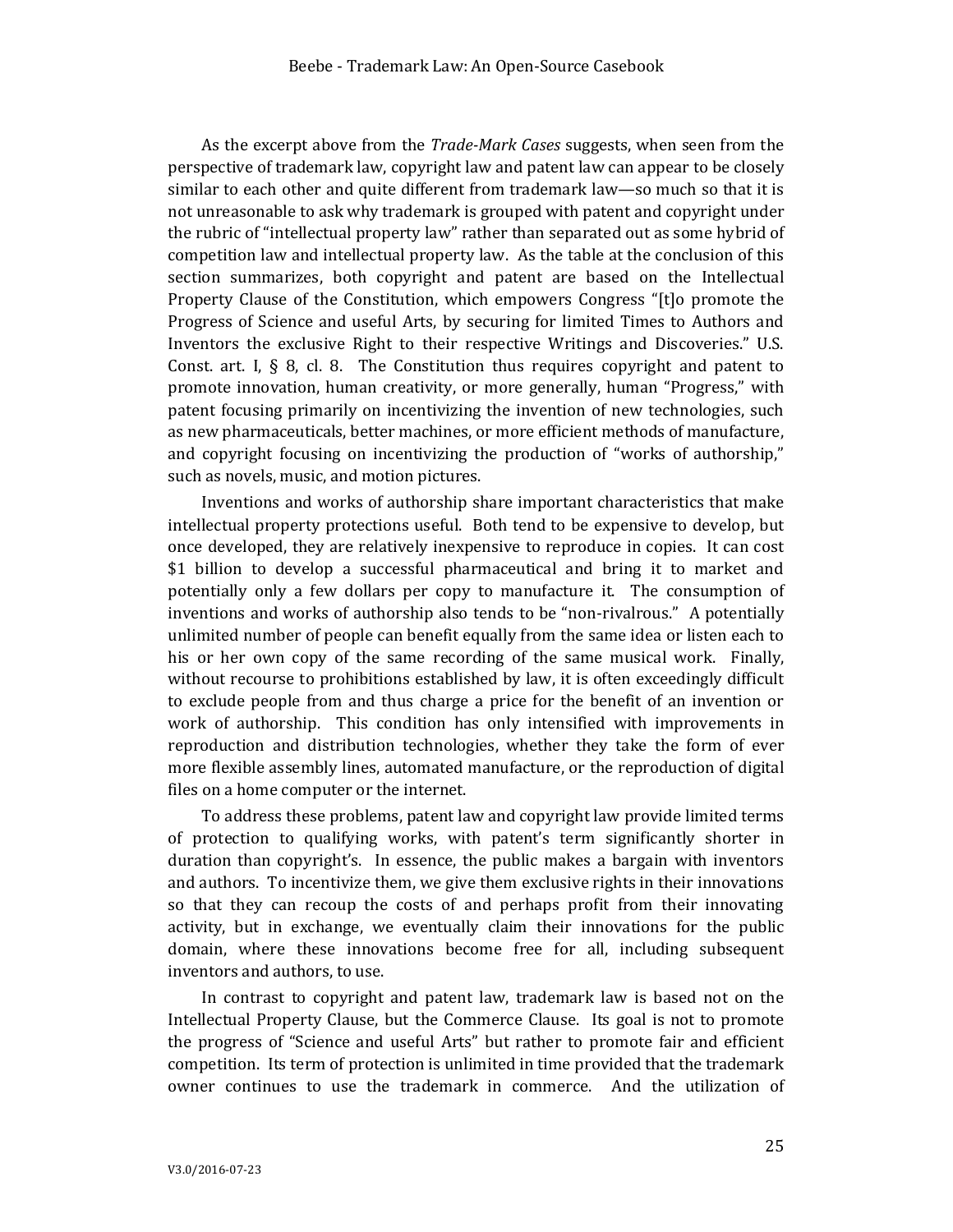As the excerpt above from the *Trade-Mark Cases* suggests, when seen from the perspective of trademark law, copyright law and patent law can appear to be closely similar to each other and quite different from trademark law—so much so that it is not unreasonable to ask why trademark is grouped with patent and copyright under the rubric of "intellectual property law" rather than separated out as some hybrid of competition law and intellectual property law. As the table at the conclusion of this section summarizes, both copyright and patent are based on the Intellectual Property Clause of the Constitution, which empowers Congress "[t]o promote the Progress of Science and useful Arts, by securing for limited Times to Authors and Inventors the exclusive Right to their respective Writings and Discoveries." U.S. Const. art. I, § 8, cl. 8. The Constitution thus requires copyright and patent to promote innovation, human creativity, or more generally, human "Progress," with patent focusing primarily on incentivizing the invention of new technologies, such as new pharmaceuticals, better machines, or more efficient methods of manufacture, and copyright focusing on incentivizing the production of "works of authorship," such as novels, music, and motion pictures.

Inventions and works of authorship share important characteristics that make intellectual property protections useful. Both tend to be expensive to develop, but once developed, they are relatively inexpensive to reproduce in copies. It can cost $1 billion to develop a successful pharmaceutical and bring it to market and potentially only a few dollars per copy to manufacture it. The consumption of inventions and works of authorship also tends to be "non-rivalrous." A potentially unlimited number of people can benefit equally from the same idea or listen each to his or her own copy of the same recording of the same musical work. Finally, without recourse to prohibitions established by law, it is often exceedingly difficult to exclude people from and thus charge a price for the benefit of an invention or work of authorship. This condition has only intensified with improvements in reproduction and distribution technologies, whether they take the form of ever more flexible assembly lines, automated manufacture, or the reproduction of digital files on a home computer or the internet.

To address these problems, patent law and copyright law provide limited terms of protection to qualifying works, with patent's term significantly shorter in duration than copyright's. In essence, the public makes a bargain with inventors and authors. To incentivize them, we give them exclusive rights in their innovations so that they can recoup the costs of and perhaps profit from their innovating activity, but in exchange, we eventually claim their innovations for the public domain, where these innovations become free for all, including subsequent inventors and authors, to use.

In contrast to copyright and patent law, trademark law is based not on the Intellectual Property Clause, but the Commerce Clause. Its goal is not to promote the progress of "Science and useful Arts" but rather to promote fair and efficient competition. Its term of protection is unlimited in time provided that the trademark owner continues to use the trademark in commerce. And the utilization of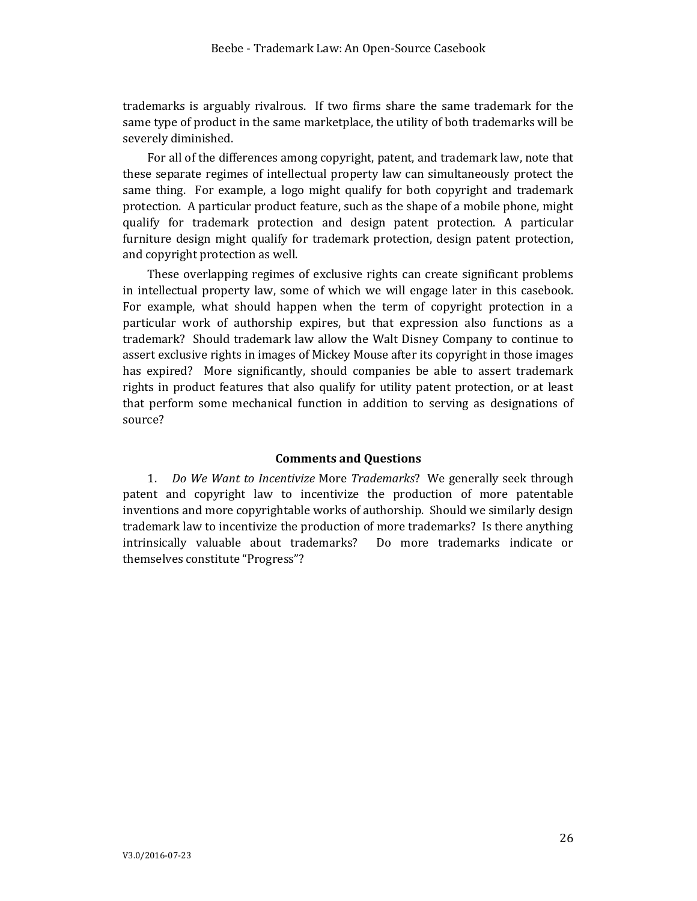trademarks is arguably rivalrous. If two firms share the same trademark for the same type of product in the same marketplace, the utility of both trademarks will be severely diminished.

For all of the differences among copyright, patent, and trademark law, note that these separate regimes of intellectual property law can simultaneously protect the same thing. For example, a logo might qualify for both copyright and trademark protection. A particular product feature, such as the shape of a mobile phone, might qualify for trademark protection and design patent protection. A particular furniture design might qualify for trademark protection, design patent protection, and copyright protection as well.

These overlapping regimes of exclusive rights can create significant problems in intellectual property law, some of which we will engage later in this casebook. For example, what should happen when the term of copyright protection in a particular work of authorship expires, but that expression also functions as a trademark? Should trademark law allow the Walt Disney Company to continue to assert exclusive rights in images of Mickey Mouse after its copyright in those images has expired? More significantly, should companies be able to assert trademark rights in product features that also qualify for utility patent protection, or at least that perform some mechanical function in addition to serving as designations of source?

### Comments and Questions

1. *Do We Want to Incentivize* More *Trademarks*? We generally seek through patent and copyright law to incentivize the production of more patentable inventions and more copyrightable works of authorship. Should we similarly design trademark law to incentivize the production of more trademarks? Is there anything intrinsically valuable about trademarks? Do more trademarks indicate or themselves constitute "Progress"?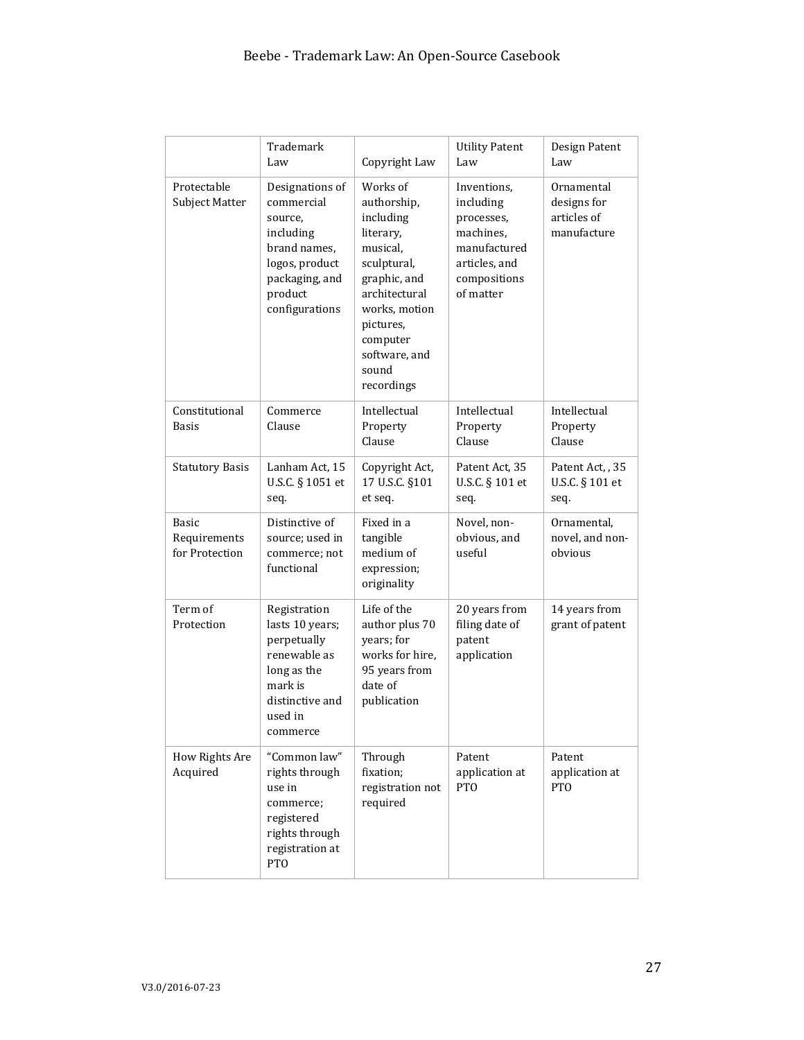| | Trademark Law | Copyright Law | Utility Patent Law | Design Patent Law |
|---|---|---|---|---|
| Protectable Subject Matter | Designations of commercial source, including brand names, logos, product packaging, and product configurations | Works of authorship, including literary, musical, sculptural, graphic, and architectural works, motion pictures, computer software, and sound recordings | Inventions, including processes, machines, manufactured articles, and compositions of matter | Ornamental designs for articles of manufacture |
| Constitutional Basis | Commerce Clause | Intellectual Property Clause | Intellectual Property Clause | Intellectual Property Clause |
| Statutory Basis | Lanham Act, 15 U.S.C. § 1051 et seq. | Copyright Act, 17 U.S.C. §101 et seq. | Patent Act, 35 U.S.C. § 101 et seq. | Patent Act, , 35 U.S.C. § 101 et seq. |
| Basic Requirements for Protection | Distinctive of source; used in commerce; not functional | Fixed in a tangible medium of expression; originality | Novel, non-obvious, and useful | Ornamental, novel, and non-obvious |
| Term of Protection | Registration lasts 10 years; perpetually renewable as long as the mark is distinctive and used in commerce | Life of the author plus 70 years; for works for hire, 95 years from date of publication | 20 years from filing date of patent application | 14 years from grant of patent |
| How Rights Are Acquired | "Common law" rights through use in commerce; registered rights through registration at PTO | Through fixation; registration not required | Patent application at PTO | Patent application at PTO |